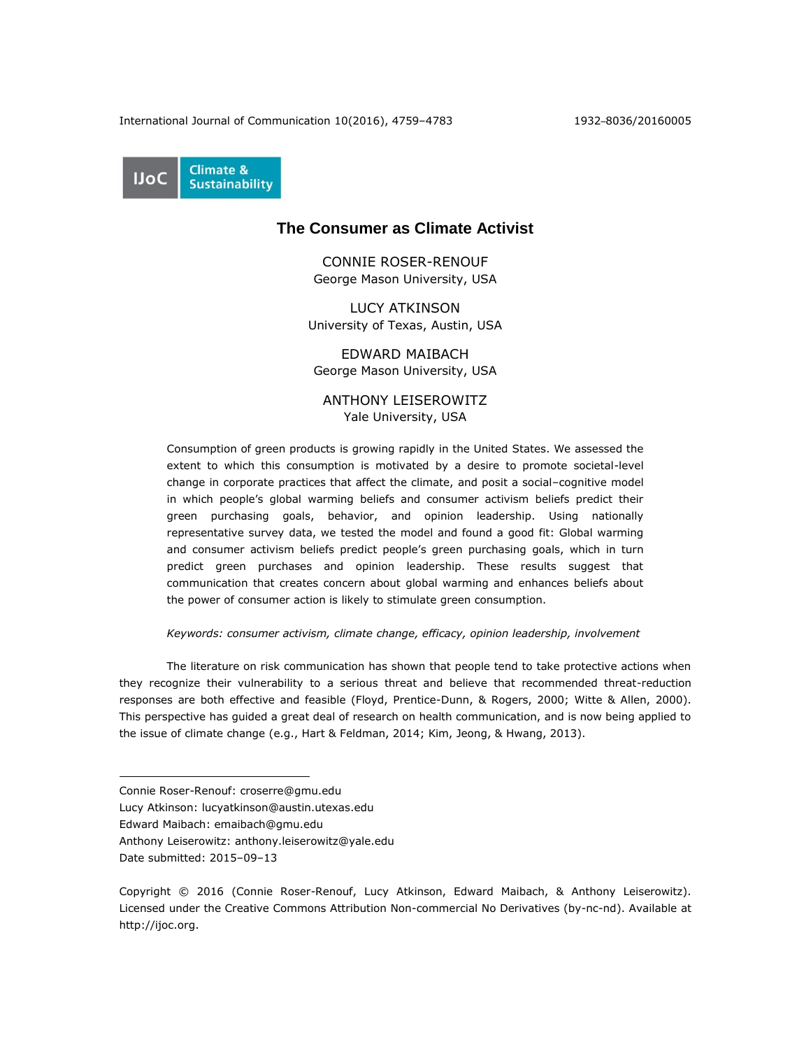IJoC Climate & Sustainability

# The Consumer as Climate Activist

CONNIE ROSER-RENOUF
George Mason University, USA

LUCY ATKINSON
University of Texas, Austin, USA

EDWARD MAIBACH
George Mason University, USA

ANTHONY LEISEROWITZ
Yale University, USA

Consumption of green products is growing rapidly in the United States. We assessed the extent to which this consumption is motivated by a desire to promote societal-level change in corporate practices that affect the climate, and posit a social–cognitive model in which people's global warming beliefs and consumer activism beliefs predict their green purchasing goals, behavior, and opinion leadership. Using nationally representative survey data, we tested the model and found a good fit: Global warming and consumer activism beliefs predict people's green purchasing goals, which in turn predict green purchases and opinion leadership. These results suggest that communication that creates concern about global warming and enhances beliefs about the power of consumer action is likely to stimulate green consumption.

*Keywords: consumer activism, climate change, efficacy, opinion leadership, involvement*

The literature on risk communication has shown that people tend to take protective actions when they recognize their vulnerability to a serious threat and believe that recommended threat-reduction responses are both effective and feasible (Floyd, Prentice-Dunn, & Rogers, 2000; Witte & Allen, 2000). This perspective has guided a great deal of research on health communication, and is now being applied to the issue of climate change (e.g., Hart & Feldman, 2014; Kim, Jeong, & Hwang, 2013).

---

Connie Roser-Renouf: croserre@gmu.edu
Lucy Atkinson: lucyatkinson@austin.utexas.edu
Edward Maibach: emaibach@gmu.edu
Anthony Leiserowitz: anthony.leiserowitz@yale.edu
Date submitted: 2015–09–13

Copyright © 2016 (Connie Roser-Renouf, Lucy Atkinson, Edward Maibach, & Anthony Leiserowitz). Licensed under the Creative Commons Attribution Non-commercial No Derivatives (by-nc-nd). Available at http://ijoc.org.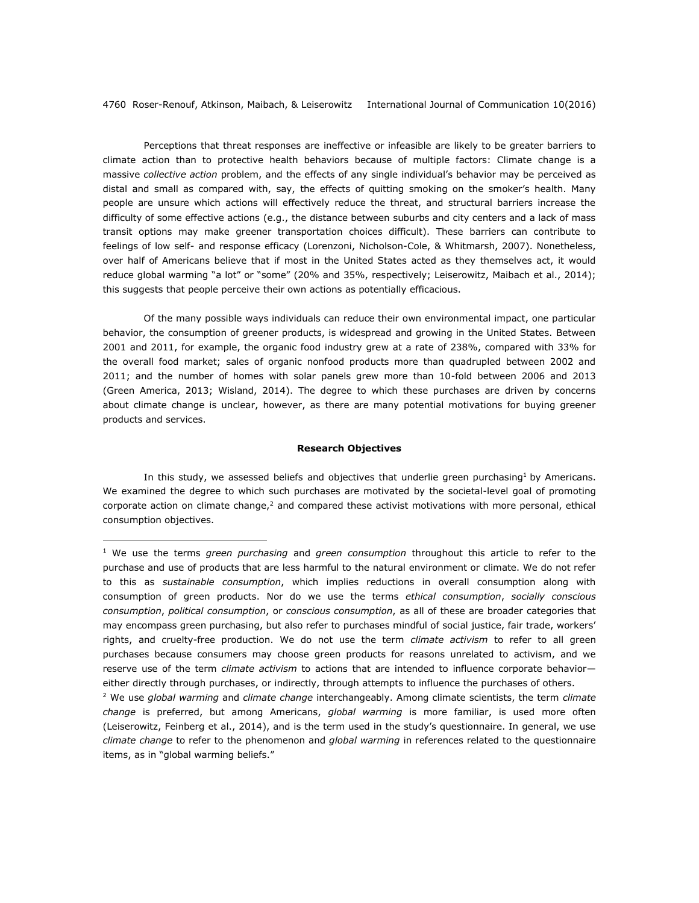Perceptions that threat responses are ineffective or infeasible are likely to be greater barriers to climate action than to protective health behaviors because of multiple factors: Climate change is a massive *collective action* problem, and the effects of any single individual's behavior may be perceived as distal and small as compared with, say, the effects of quitting smoking on the smoker's health. Many people are unsure which actions will effectively reduce the threat, and structural barriers increase the difficulty of some effective actions (e.g., the distance between suburbs and city centers and a lack of mass transit options may make greener transportation choices difficult). These barriers can contribute to feelings of low self- and response efficacy (Lorenzoni, Nicholson-Cole, & Whitmarsh, 2007). Nonetheless, over half of Americans believe that if most in the United States acted as they themselves act, it would reduce global warming "a lot" or "some" (20% and 35%, respectively; Leiserowitz, Maibach et al., 2014); this suggests that people perceive their own actions as potentially efficacious.

Of the many possible ways individuals can reduce their own environmental impact, one particular behavior, the consumption of greener products, is widespread and growing in the United States. Between 2001 and 2011, for example, the organic food industry grew at a rate of 238%, compared with 33% for the overall food market; sales of organic nonfood products more than quadrupled between 2002 and 2011; and the number of homes with solar panels grew more than 10-fold between 2006 and 2013 (Green America, 2013; Wisland, 2014). The degree to which these purchases are driven by concerns about climate change is unclear, however, as there are many potential motivations for buying greener products and services.

## Research Objectives

In this study, we assessed beliefs and objectives that underlie green purchasing[1] by Americans. We examined the degree to which such purchases are motivated by the societal-level goal of promoting corporate action on climate change,[2] and compared these activist motivations with more personal, ethical consumption objectives.

---

[1] We use the terms *green purchasing* and *green consumption* throughout this article to refer to the purchase and use of products that are less harmful to the natural environment or climate. We do not refer to this as *sustainable consumption*, which implies reductions in overall consumption along with consumption of green products. Nor do we use the terms *ethical consumption*, *socially conscious consumption*, *political consumption*, or *conscious consumption*, as all of these are broader categories that may encompass green purchasing, but also refer to purchases mindful of social justice, fair trade, workers' rights, and cruelty-free production. We do not use the term *climate activism* to refer to all green purchases because consumers may choose green products for reasons unrelated to activism, and we reserve use of the term *climate activism* to actions that are intended to influence corporate behavior—either directly through purchases, or indirectly, through attempts to influence the purchases of others.

[2] We use *global warming* and *climate change* interchangeably. Among climate scientists, the term *climate change* is preferred, but among Americans, *global warming* is more familiar, is used more often (Leiserowitz, Feinberg et al., 2014), and is the term used in the study's questionnaire. In general, we use *climate change* to refer to the phenomenon and *global warming* in references related to the questionnaire items, as in "global warming beliefs."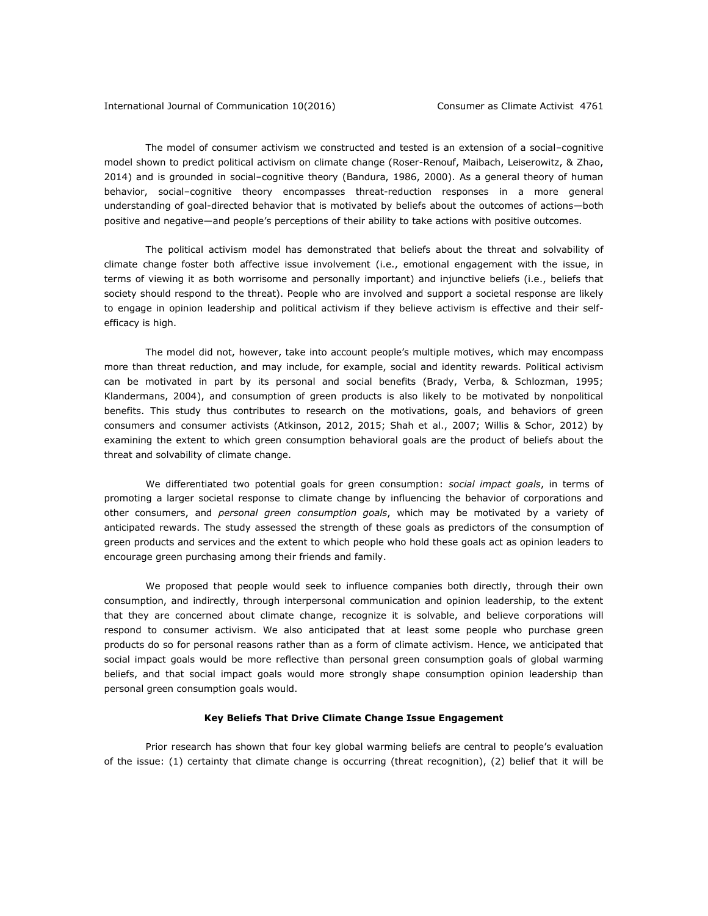The model of consumer activism we constructed and tested is an extension of a social–cognitive model shown to predict political activism on climate change (Roser-Renouf, Maibach, Leiserowitz, & Zhao, 2014) and is grounded in social–cognitive theory (Bandura, 1986, 2000). As a general theory of human behavior, social–cognitive theory encompasses threat-reduction responses in a more general understanding of goal-directed behavior that is motivated by beliefs about the outcomes of actions—both positive and negative—and people's perceptions of their ability to take actions with positive outcomes.

The political activism model has demonstrated that beliefs about the threat and solvability of climate change foster both affective issue involvement (i.e., emotional engagement with the issue, in terms of viewing it as both worrisome and personally important) and injunctive beliefs (i.e., beliefs that society should respond to the threat). People who are involved and support a societal response are likely to engage in opinion leadership and political activism if they believe activism is effective and their self-efficacy is high.

The model did not, however, take into account people's multiple motives, which may encompass more than threat reduction, and may include, for example, social and identity rewards. Political activism can be motivated in part by its personal and social benefits (Brady, Verba, & Schlozman, 1995; Klandermans, 2004), and consumption of green products is also likely to be motivated by nonpolitical benefits. This study thus contributes to research on the motivations, goals, and behaviors of green consumers and consumer activists (Atkinson, 2012, 2015; Shah et al., 2007; Willis & Schor, 2012) by examining the extent to which green consumption behavioral goals are the product of beliefs about the threat and solvability of climate change.

We differentiated two potential goals for green consumption: *social impact goals*, in terms of promoting a larger societal response to climate change by influencing the behavior of corporations and other consumers, and *personal green consumption goals*, which may be motivated by a variety of anticipated rewards. The study assessed the strength of these goals as predictors of the consumption of green products and services and the extent to which people who hold these goals act as opinion leaders to encourage green purchasing among their friends and family.

We proposed that people would seek to influence companies both directly, through their own consumption, and indirectly, through interpersonal communication and opinion leadership, to the extent that they are concerned about climate change, recognize it is solvable, and believe corporations will respond to consumer activism. We also anticipated that at least some people who purchase green products do so for personal reasons rather than as a form of climate activism. Hence, we anticipated that social impact goals would be more reflective than personal green consumption goals of global warming beliefs, and that social impact goals would more strongly shape consumption opinion leadership than personal green consumption goals would.

## Key Beliefs That Drive Climate Change Issue Engagement

Prior research has shown that four key global warming beliefs are central to people's evaluation of the issue: (1) certainty that climate change is occurring (threat recognition), (2) belief that it will be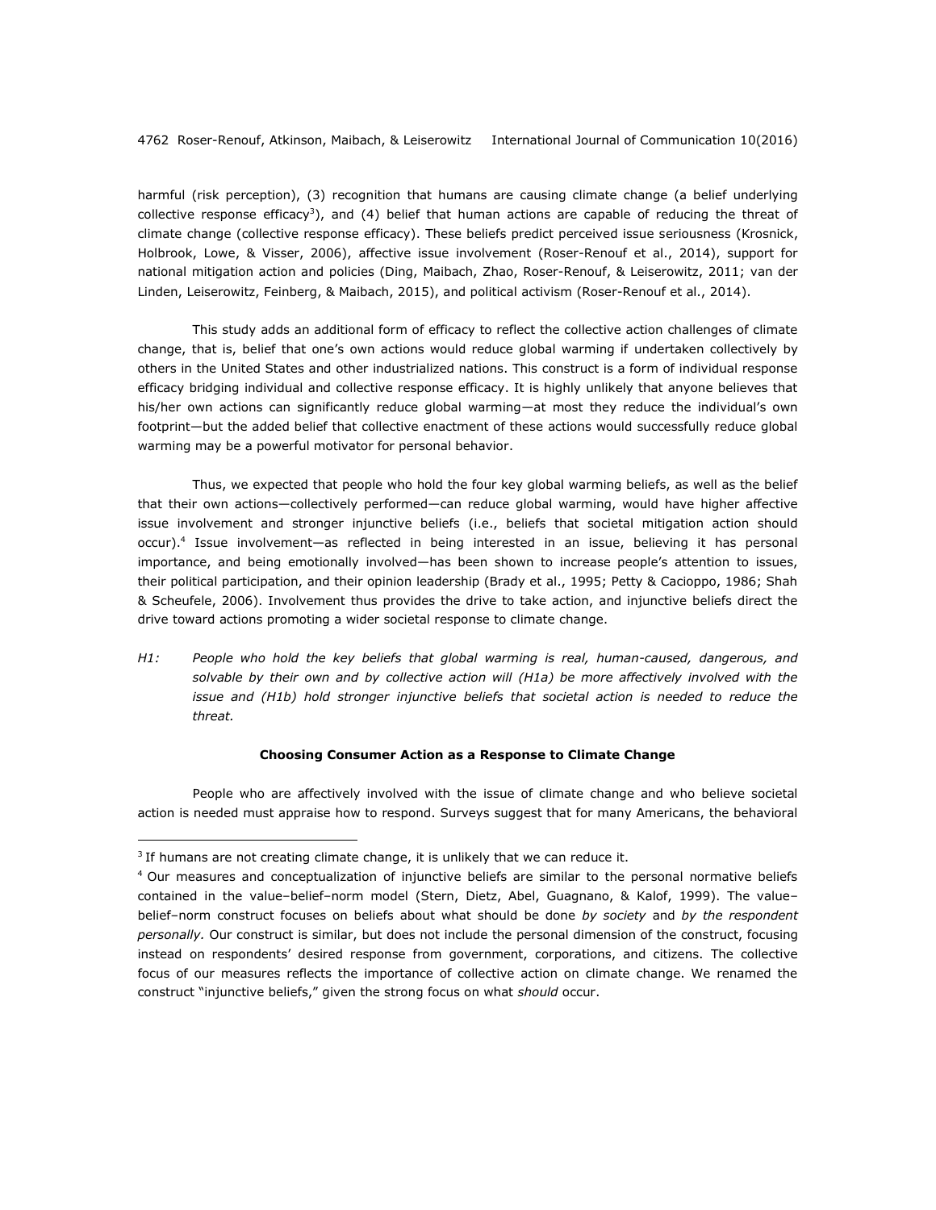harmful (risk perception), (3) recognition that humans are causing climate change (a belief underlying collective response efficacy[3]), and (4) belief that human actions are capable of reducing the threat of climate change (collective response efficacy). These beliefs predict perceived issue seriousness (Krosnick, Holbrook, Lowe, & Visser, 2006), affective issue involvement (Roser-Renouf et al., 2014), support for national mitigation action and policies (Ding, Maibach, Zhao, Roser-Renouf, & Leiserowitz, 2011; van der Linden, Leiserowitz, Feinberg, & Maibach, 2015), and political activism (Roser-Renouf et al., 2014).

This study adds an additional form of efficacy to reflect the collective action challenges of climate change, that is, belief that one's own actions would reduce global warming if undertaken collectively by others in the United States and other industrialized nations. This construct is a form of individual response efficacy bridging individual and collective response efficacy. It is highly unlikely that anyone believes that his/her own actions can significantly reduce global warming—at most they reduce the individual's own footprint—but the added belief that collective enactment of these actions would successfully reduce global warming may be a powerful motivator for personal behavior.

Thus, we expected that people who hold the four key global warming beliefs, as well as the belief that their own actions—collectively performed—can reduce global warming, would have higher affective issue involvement and stronger injunctive beliefs (i.e., beliefs that societal mitigation action should occur).[4] Issue involvement—as reflected in being interested in an issue, believing it has personal importance, and being emotionally involved—has been shown to increase people's attention to issues, their political participation, and their opinion leadership (Brady et al., 1995; Petty & Cacioppo, 1986; Shah & Scheufele, 2006). Involvement thus provides the drive to take action, and injunctive beliefs direct the drive toward actions promoting a wider societal response to climate change.

*H1: People who hold the key beliefs that global warming is real, human-caused, dangerous, and solvable by their own and by collective action will (H1a) be more affectively involved with the issue and (H1b) hold stronger injunctive beliefs that societal action is needed to reduce the threat.*

### Choosing Consumer Action as a Response to Climate Change

People who are affectively involved with the issue of climate change and who believe societal action is needed must appraise how to respond. Surveys suggest that for many Americans, the behavioral

---

[3] If humans are not creating climate change, it is unlikely that we can reduce it.

[4] Our measures and conceptualization of injunctive beliefs are similar to the personal normative beliefs contained in the value–belief–norm model (Stern, Dietz, Abel, Guagnano, & Kalof, 1999). The value–belief–norm construct focuses on beliefs about what should be done *by society* and *by the respondent personally*. Our construct is similar, but does not include the personal dimension of the construct, focusing instead on respondents' desired response from government, corporations, and citizens. The collective focus of our measures reflects the importance of collective action on climate change. We renamed the construct "injunctive beliefs," given the strong focus on what *should* occur.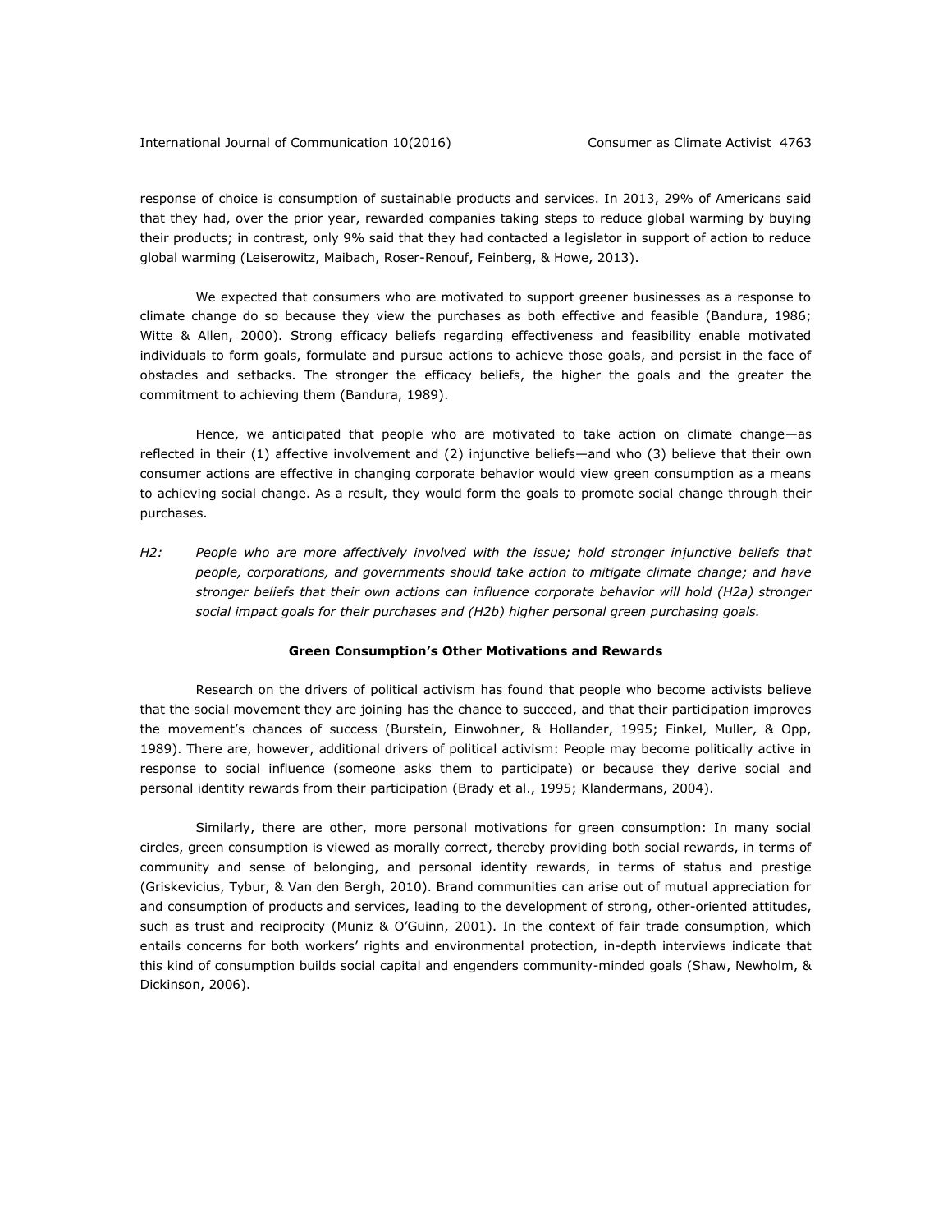response of choice is consumption of sustainable products and services. In 2013, 29% of Americans said that they had, over the prior year, rewarded companies taking steps to reduce global warming by buying their products; in contrast, only 9% said that they had contacted a legislator in support of action to reduce global warming (Leiserowitz, Maibach, Roser-Renouf, Feinberg, & Howe, 2013).

We expected that consumers who are motivated to support greener businesses as a response to climate change do so because they view the purchases as both effective and feasible (Bandura, 1986; Witte & Allen, 2000). Strong efficacy beliefs regarding effectiveness and feasibility enable motivated individuals to form goals, formulate and pursue actions to achieve those goals, and persist in the face of obstacles and setbacks. The stronger the efficacy beliefs, the higher the goals and the greater the commitment to achieving them (Bandura, 1989).

Hence, we anticipated that people who are motivated to take action on climate change—as reflected in their (1) affective involvement and (2) injunctive beliefs—and who (3) believe that their own consumer actions are effective in changing corporate behavior would view green consumption as a means to achieving social change. As a result, they would form the goals to promote social change through their purchases.

*H2: People who are more affectively involved with the issue; hold stronger injunctive beliefs that people, corporations, and governments should take action to mitigate climate change; and have stronger beliefs that their own actions can influence corporate behavior will hold (H2a) stronger social impact goals for their purchases and (H2b) higher personal green purchasing goals.*

### Green Consumption's Other Motivations and Rewards

Research on the drivers of political activism has found that people who become activists believe that the social movement they are joining has the chance to succeed, and that their participation improves the movement's chances of success (Burstein, Einwohner, & Hollander, 1995; Finkel, Muller, & Opp, 1989). There are, however, additional drivers of political activism: People may become politically active in response to social influence (someone asks them to participate) or because they derive social and personal identity rewards from their participation (Brady et al., 1995; Klandermans, 2004).

Similarly, there are other, more personal motivations for green consumption: In many social circles, green consumption is viewed as morally correct, thereby providing both social rewards, in terms of community and sense of belonging, and personal identity rewards, in terms of status and prestige (Griskevicius, Tybur, & Van den Bergh, 2010). Brand communities can arise out of mutual appreciation for and consumption of products and services, leading to the development of strong, other-oriented attitudes, such as trust and reciprocity (Muniz & O'Guinn, 2001). In the context of fair trade consumption, which entails concerns for both workers' rights and environmental protection, in-depth interviews indicate that this kind of consumption builds social capital and engenders community-minded goals (Shaw, Newholm, & Dickinson, 2006).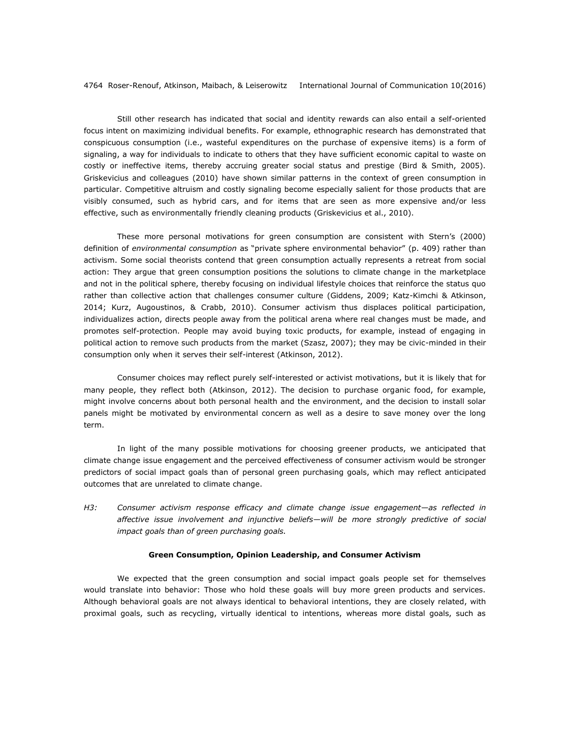Still other research has indicated that social and identity rewards can also entail a self-oriented focus intent on maximizing individual benefits. For example, ethnographic research has demonstrated that conspicuous consumption (i.e., wasteful expenditures on the purchase of expensive items) is a form of signaling, a way for individuals to indicate to others that they have sufficient economic capital to waste on costly or ineffective items, thereby accruing greater social status and prestige (Bird & Smith, 2005). Griskevicius and colleagues (2010) have shown similar patterns in the context of green consumption in particular. Competitive altruism and costly signaling become especially salient for those products that are visibly consumed, such as hybrid cars, and for items that are seen as more expensive and/or less effective, such as environmentally friendly cleaning products (Griskevicius et al., 2010).

These more personal motivations for green consumption are consistent with Stern's (2000) definition of *environmental consumption* as "private sphere environmental behavior" (p. 409) rather than activism. Some social theorists contend that green consumption actually represents a retreat from social action: They argue that green consumption positions the solutions to climate change in the marketplace and not in the political sphere, thereby focusing on individual lifestyle choices that reinforce the status quo rather than collective action that challenges consumer culture (Giddens, 2009; Katz-Kimchi & Atkinson, 2014; Kurz, Augoustinos, & Crabb, 2010). Consumer activism thus displaces political participation, individualizes action, directs people away from the political arena where real changes must be made, and promotes self-protection. People may avoid buying toxic products, for example, instead of engaging in political action to remove such products from the market (Szasz, 2007); they may be civic-minded in their consumption only when it serves their self-interest (Atkinson, 2012).

Consumer choices may reflect purely self-interested or activist motivations, but it is likely that for many people, they reflect both (Atkinson, 2012). The decision to purchase organic food, for example, might involve concerns about both personal health and the environment, and the decision to install solar panels might be motivated by environmental concern as well as a desire to save money over the long term.

In light of the many possible motivations for choosing greener products, we anticipated that climate change issue engagement and the perceived effectiveness of consumer activism would be stronger predictors of social impact goals than of personal green purchasing goals, which may reflect anticipated outcomes that are unrelated to climate change.

*H3: Consumer activism response efficacy and climate change issue engagement—as reflected in affective issue involvement and injunctive beliefs—will be more strongly predictive of social impact goals than of green purchasing goals.*

**Green Consumption, Opinion Leadership, and Consumer Activism**

We expected that the green consumption and social impact goals people set for themselves would translate into behavior: Those who hold these goals will buy more green products and services. Although behavioral goals are not always identical to behavioral intentions, they are closely related, with proximal goals, such as recycling, virtually identical to intentions, whereas more distal goals, such as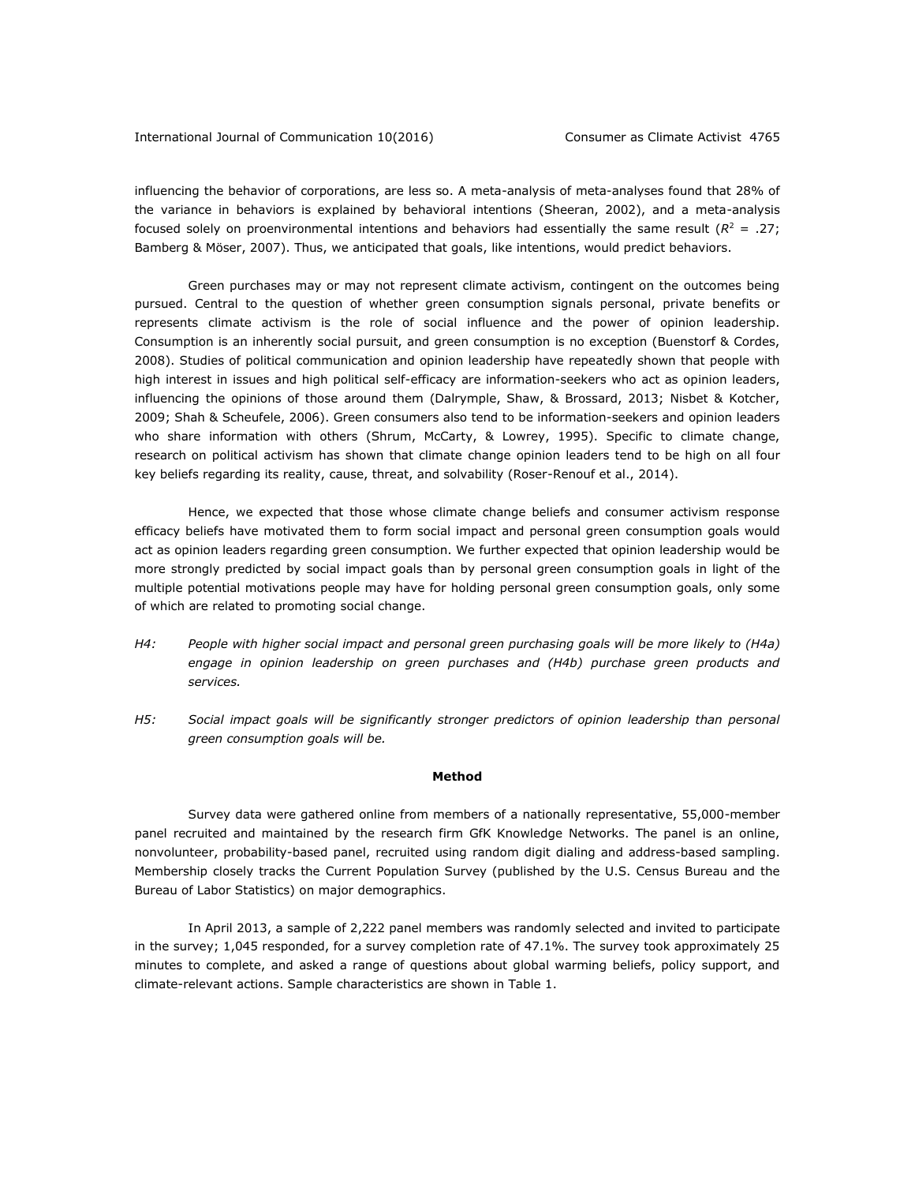influencing the behavior of corporations, are less so. A meta-analysis of meta-analyses found that 28% of the variance in behaviors is explained by behavioral intentions (Sheeran, 2002), and a meta-analysis focused solely on proenvironmental intentions and behaviors had essentially the same result ($R^2$ = .27; Bamberg & Möser, 2007). Thus, we anticipated that goals, like intentions, would predict behaviors.

Green purchases may or may not represent climate activism, contingent on the outcomes being pursued. Central to the question of whether green consumption signals personal, private benefits or represents climate activism is the role of social influence and the power of opinion leadership. Consumption is an inherently social pursuit, and green consumption is no exception (Buenstorf & Cordes, 2008). Studies of political communication and opinion leadership have repeatedly shown that people with high interest in issues and high political self-efficacy are information-seekers who act as opinion leaders, influencing the opinions of those around them (Dalrymple, Shaw, & Brossard, 2013; Nisbet & Kotcher, 2009; Shah & Scheufele, 2006). Green consumers also tend to be information-seekers and opinion leaders who share information with others (Shrum, McCarty, & Lowrey, 1995). Specific to climate change, research on political activism has shown that climate change opinion leaders tend to be high on all four key beliefs regarding its reality, cause, threat, and solvability (Roser-Renouf et al., 2014).

Hence, we expected that those whose climate change beliefs and consumer activism response efficacy beliefs have motivated them to form social impact and personal green consumption goals would act as opinion leaders regarding green consumption. We further expected that opinion leadership would be more strongly predicted by social impact goals than by personal green consumption goals in light of the multiple potential motivations people may have for holding personal green consumption goals, only some of which are related to promoting social change.

*H4: People with higher social impact and personal green purchasing goals will be more likely to (H4a) engage in opinion leadership on green purchases and (H4b) purchase green products and services.*

*H5: Social impact goals will be significantly stronger predictors of opinion leadership than personal green consumption goals will be.*

## Method

Survey data were gathered online from members of a nationally representative, 55,000-member panel recruited and maintained by the research firm GfK Knowledge Networks. The panel is an online, nonvolunteer, probability-based panel, recruited using random digit dialing and address-based sampling. Membership closely tracks the Current Population Survey (published by the U.S. Census Bureau and the Bureau of Labor Statistics) on major demographics.

In April 2013, a sample of 2,222 panel members was randomly selected and invited to participate in the survey; 1,045 responded, for a survey completion rate of 47.1%. The survey took approximately 25 minutes to complete, and asked a range of questions about global warming beliefs, policy support, and climate-relevant actions. Sample characteristics are shown in Table 1.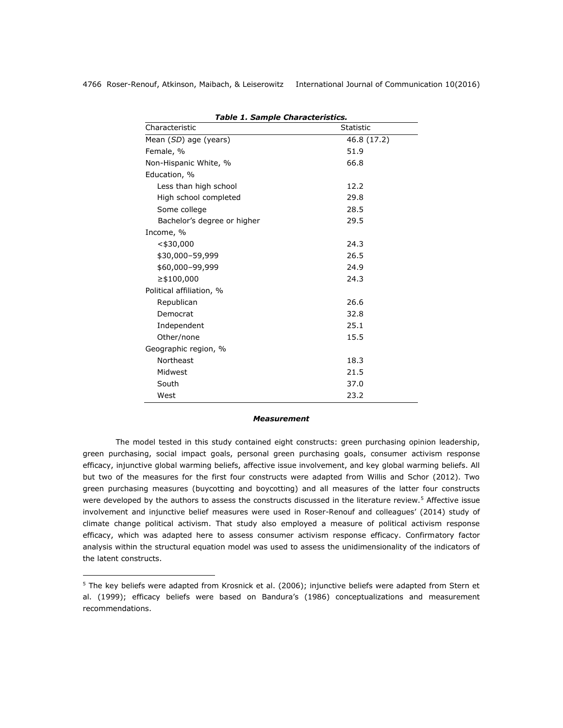***Table 1. Sample Characteristics.***

| Characteristic | Statistic |
|---|---|
| Mean (*SD*) age (years) | 46.8 (17.2) |
| Female, % | 51.9 |
| Non-Hispanic White, % | 66.8 |
| Education, % | |
| Less than high school | 12.2 |
| High school completed | 29.8 |
| Some college | 28.5 |
| Bachelor's degree or higher | 29.5 |
| Income, % | |
| <$30,000 | 24.3 |
| $30,000–59,999 | 26.5 |
| $60,000–99,999 | 24.9 |
| ≥$100,000 | 24.3 |
| Political affiliation, % | |
| Republican | 26.6 |
| Democrat | 32.8 |
| Independent | 25.1 |
| Other/none | 15.5 |
| Geographic region, % | |
| Northeast | 18.3 |
| Midwest | 21.5 |
| South | 37.0 |
| West | 23.2 |

### ***Measurement***

The model tested in this study contained eight constructs: green purchasing opinion leadership, green purchasing, social impact goals, personal green purchasing goals, consumer activism response efficacy, injunctive global warming beliefs, affective issue involvement, and key global warming beliefs. All but two of the measures for the first four constructs were adapted from Willis and Schor (2012). Two green purchasing measures (buycotting and boycotting) and all measures of the latter four constructs were developed by the authors to assess the constructs discussed in the literature review.[5] Affective issue involvement and injunctive belief measures were used in Roser-Renouf and colleagues' (2014) study of climate change political activism. That study also employed a measure of political activism response efficacy, which was adapted here to assess consumer activism response efficacy. Confirmatory factor analysis within the structural equation model was used to assess the unidimensionality of the indicators of the latent constructs.

[5] The key beliefs were adapted from Krosnick et al. (2006); injunctive beliefs were adapted from Stern et al. (1999); efficacy beliefs were based on Bandura's (1986) conceptualizations and measurement recommendations.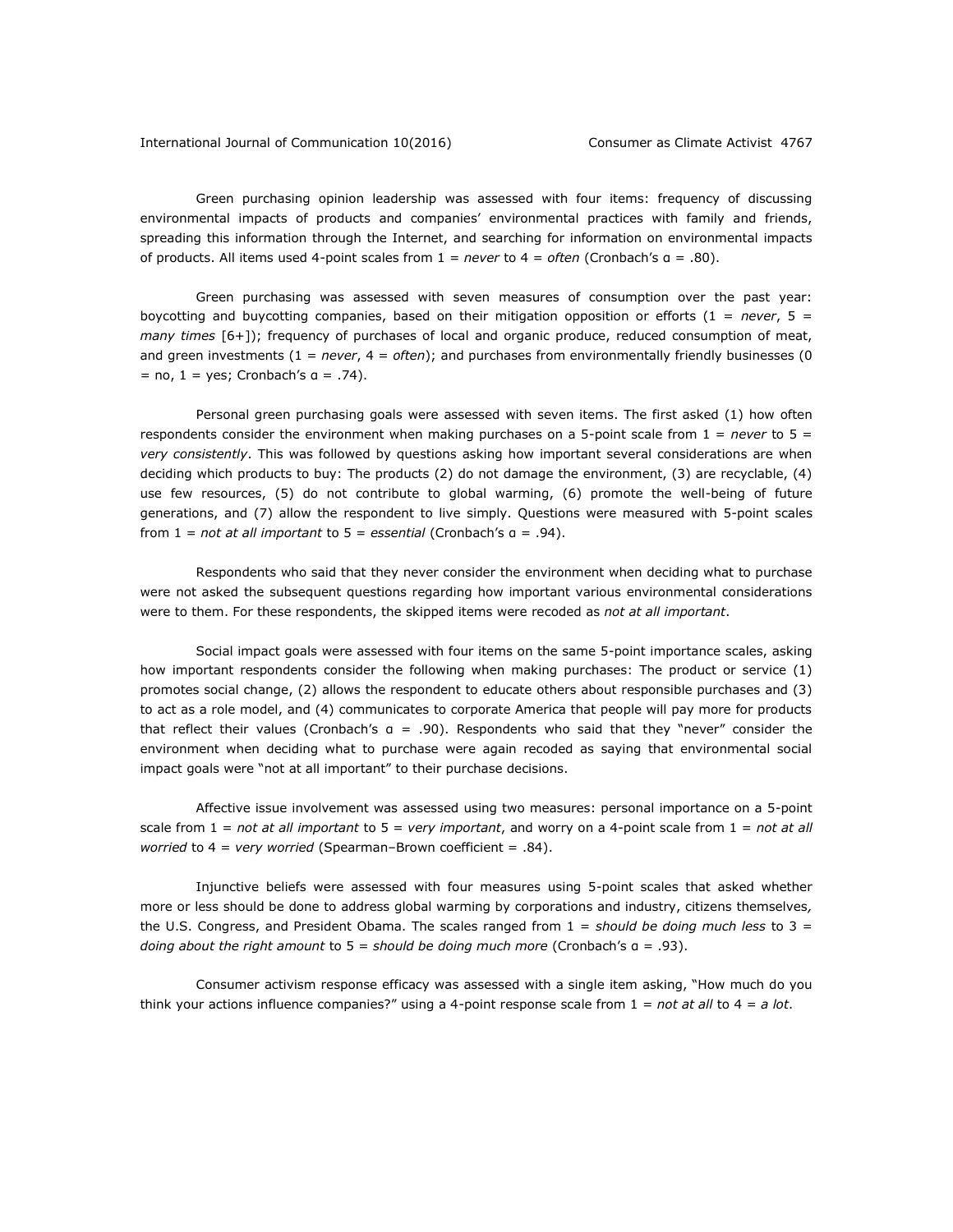Green purchasing opinion leadership was assessed with four items: frequency of discussing environmental impacts of products and companies' environmental practices with family and friends, spreading this information through the Internet, and searching for information on environmental impacts of products. All items used 4-point scales from 1 = *never* to 4 = *often* (Cronbach's α = .80).

Green purchasing was assessed with seven measures of consumption over the past year: boycotting and buycotting companies, based on their mitigation opposition or efforts (1 = *never*, 5 = *many times* [6+]); frequency of purchases of local and organic produce, reduced consumption of meat, and green investments (1 = *never*, 4 = *often*); and purchases from environmentally friendly businesses (0 = no, 1 = yes; Cronbach's α = .74).

Personal green purchasing goals were assessed with seven items. The first asked (1) how often respondents consider the environment when making purchases on a 5-point scale from 1 = *never* to 5 = *very consistently*. This was followed by questions asking how important several considerations are when deciding which products to buy: The products (2) do not damage the environment, (3) are recyclable, (4) use few resources, (5) do not contribute to global warming, (6) promote the well-being of future generations, and (7) allow the respondent to live simply. Questions were measured with 5-point scales from 1 = *not at all important* to 5 = *essential* (Cronbach's α = .94).

Respondents who said that they never consider the environment when deciding what to purchase were not asked the subsequent questions regarding how important various environmental considerations were to them. For these respondents, the skipped items were recoded as *not at all important*.

Social impact goals were assessed with four items on the same 5-point importance scales, asking how important respondents consider the following when making purchases: The product or service (1) promotes social change, (2) allows the respondent to educate others about responsible purchases and (3) to act as a role model, and (4) communicates to corporate America that people will pay more for products that reflect their values (Cronbach's α = .90). Respondents who said that they "never" consider the environment when deciding what to purchase were again recoded as saying that environmental social impact goals were "not at all important" to their purchase decisions.

Affective issue involvement was assessed using two measures: personal importance on a 5-point scale from 1 = *not at all important* to 5 = *very important*, and worry on a 4-point scale from 1 = *not at all worried* to 4 = *very worried* (Spearman–Brown coefficient = .84).

Injunctive beliefs were assessed with four measures using 5-point scales that asked whether more or less should be done to address global warming by corporations and industry, citizens themselves, the U.S. Congress, and President Obama. The scales ranged from 1 = *should be doing much less* to 3 = *doing about the right amount* to 5 = *should be doing much more* (Cronbach's α = .93).

Consumer activism response efficacy was assessed with a single item asking, "How much do you think your actions influence companies?" using a 4-point response scale from 1 = *not at all* to 4 = *a lot*.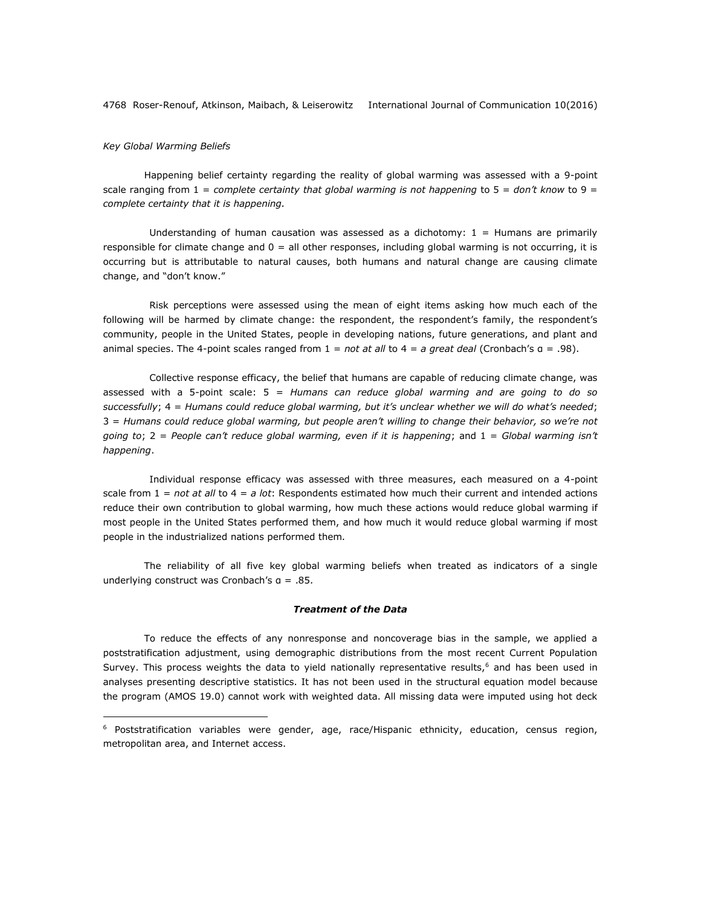*Key Global Warming Beliefs*

Happening belief certainty regarding the reality of global warming was assessed with a 9-point scale ranging from 1 = *complete certainty that global warming is not happening* to 5 = *don't know* to 9 = *complete certainty that it is happening.*

Understanding of human causation was assessed as a dichotomy: 1 = Humans are primarily responsible for climate change and 0 = all other responses, including global warming is not occurring, it is occurring but is attributable to natural causes, both humans and natural change are causing climate change, and "don't know."

Risk perceptions were assessed using the mean of eight items asking how much each of the following will be harmed by climate change: the respondent, the respondent's family, the respondent's community, people in the United States, people in developing nations, future generations, and plant and animal species. The 4-point scales ranged from 1 = *not at all* to 4 = *a great deal* (Cronbach's α = .98).

Collective response efficacy, the belief that humans are capable of reducing climate change, was assessed with a 5-point scale: 5 = *Humans can reduce global warming and are going to do so successfully*; 4 = *Humans could reduce global warming, but it's unclear whether we will do what's needed*; 3 = *Humans could reduce global warming, but people aren't willing to change their behavior, so we're not going to*; 2 = *People can't reduce global warming, even if it is happening*; and 1 = *Global warming isn't happening*.

Individual response efficacy was assessed with three measures, each measured on a 4-point scale from 1 = *not at all* to 4 = *a lot*: Respondents estimated how much their current and intended actions reduce their own contribution to global warming, how much these actions would reduce global warming if most people in the United States performed them, and how much it would reduce global warming if most people in the industrialized nations performed them.

The reliability of all five key global warming beliefs when treated as indicators of a single underlying construct was Cronbach's α = .85.

### *Treatment of the Data*

To reduce the effects of any nonresponse and noncoverage bias in the sample, we applied a poststratification adjustment, using demographic distributions from the most recent Current Population Survey. This process weights the data to yield nationally representative results,[6] and has been used in analyses presenting descriptive statistics. It has not been used in the structural equation model because the program (AMOS 19.0) cannot work with weighted data. All missing data were imputed using hot deck

[6] Poststratification variables were gender, age, race/Hispanic ethnicity, education, census region, metropolitan area, and Internet access.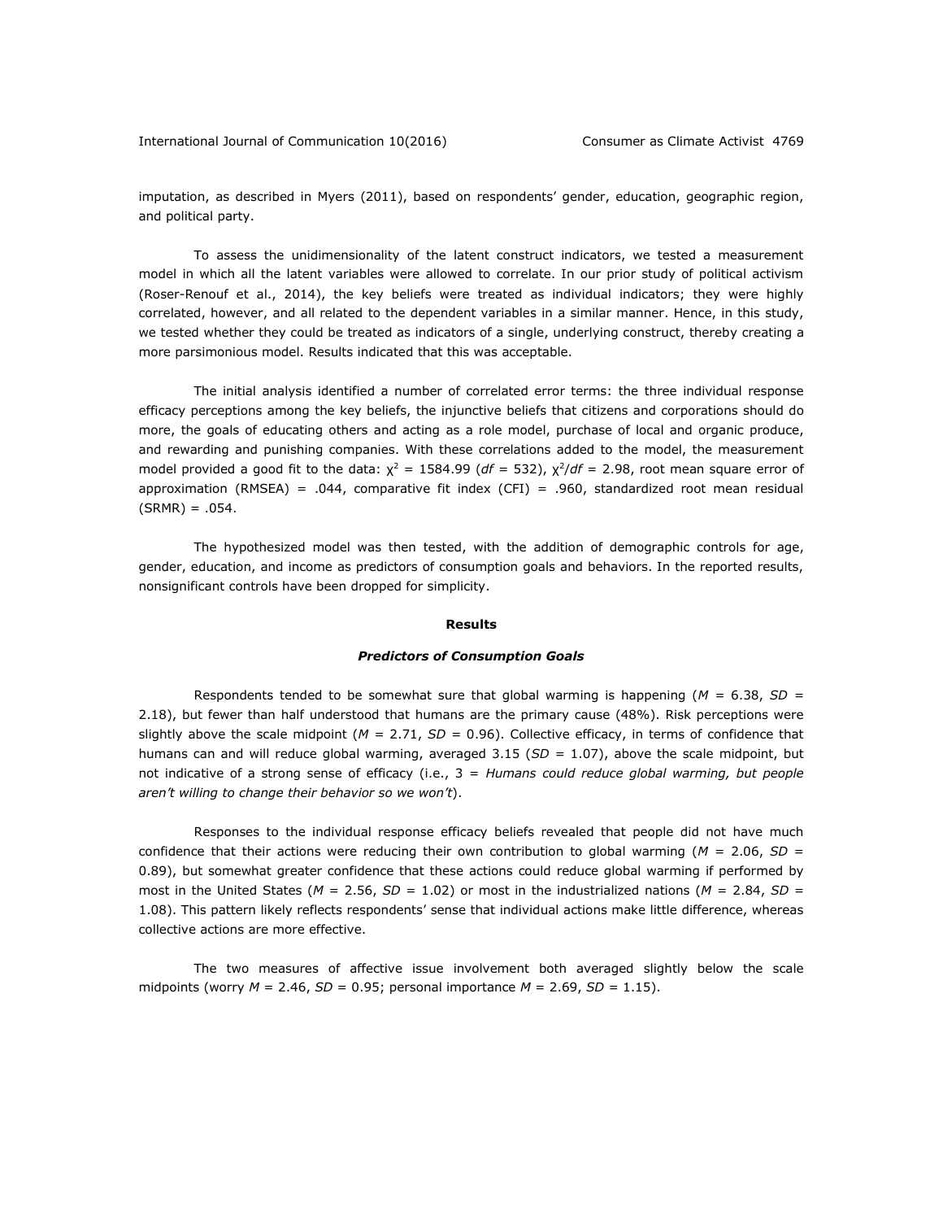imputation, as described in Myers (2011), based on respondents' gender, education, geographic region, and political party.

To assess the unidimensionality of the latent construct indicators, we tested a measurement model in which all the latent variables were allowed to correlate. In our prior study of political activism (Roser-Renouf et al., 2014), the key beliefs were treated as individual indicators; they were highly correlated, however, and all related to the dependent variables in a similar manner. Hence, in this study, we tested whether they could be treated as indicators of a single, underlying construct, thereby creating a more parsimonious model. Results indicated that this was acceptable.

The initial analysis identified a number of correlated error terms: the three individual response efficacy perceptions among the key beliefs, the injunctive beliefs that citizens and corporations should do more, the goals of educating others and acting as a role model, purchase of local and organic produce, and rewarding and punishing companies. With these correlations added to the model, the measurement model provided a good fit to the data: $\chi^2$ = 1584.99 (*df* = 532), $\chi^2/df$ = 2.98, root mean square error of approximation (RMSEA) = .044, comparative fit index (CFI) = .960, standardized root mean residual (SRMR) = .054.

The hypothesized model was then tested, with the addition of demographic controls for age, gender, education, and income as predictors of consumption goals and behaviors. In the reported results, nonsignificant controls have been dropped for simplicity.

## Results

### *Predictors of Consumption Goals*

Respondents tended to be somewhat sure that global warming is happening (*M* = 6.38, *SD* = 2.18), but fewer than half understood that humans are the primary cause (48%). Risk perceptions were slightly above the scale midpoint (*M* = 2.71, *SD* = 0.96). Collective efficacy, in terms of confidence that humans can and will reduce global warming, averaged 3.15 (*SD* = 1.07), above the scale midpoint, but not indicative of a strong sense of efficacy (i.e., 3 = *Humans could reduce global warming, but people aren't willing to change their behavior so we won't*).

Responses to the individual response efficacy beliefs revealed that people did not have much confidence that their actions were reducing their own contribution to global warming (*M* = 2.06, *SD* = 0.89), but somewhat greater confidence that these actions could reduce global warming if performed by most in the United States (*M* = 2.56, *SD* = 1.02) or most in the industrialized nations (*M* = 2.84, *SD* = 1.08). This pattern likely reflects respondents' sense that individual actions make little difference, whereas collective actions are more effective.

The two measures of affective issue involvement both averaged slightly below the scale midpoints (worry *M* = 2.46, *SD* = 0.95; personal importance *M* = 2.69, *SD* = 1.15).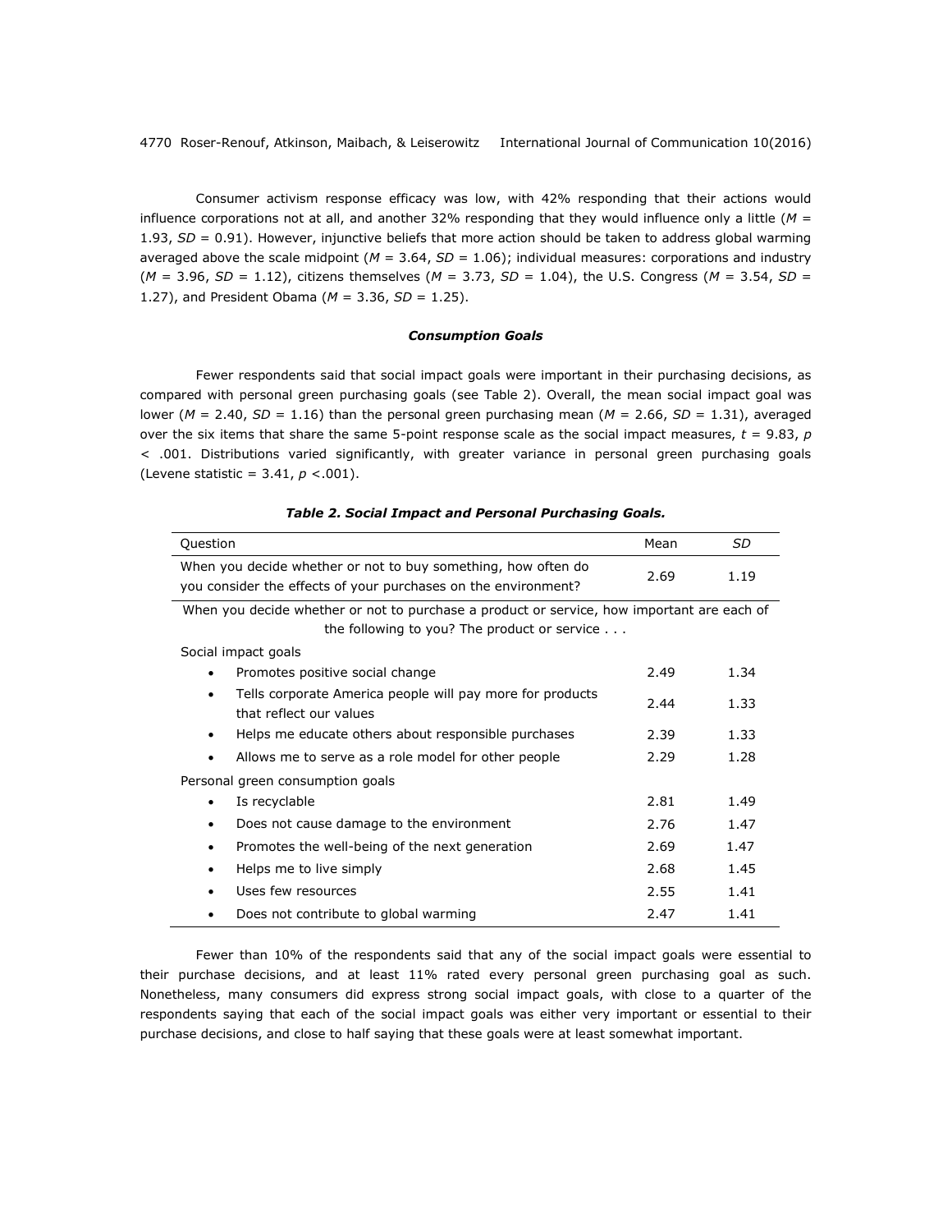Consumer activism response efficacy was low, with 42% responding that their actions would influence corporations not at all, and another 32% responding that they would influence only a little ($M$ = 1.93, $SD$ = 0.91). However, injunctive beliefs that more action should be taken to address global warming averaged above the scale midpoint ($M$ = 3.64, $SD$ = 1.06); individual measures: corporations and industry ($M$ = 3.96, $SD$ = 1.12), citizens themselves ($M$ = 3.73, $SD$ = 1.04), the U.S. Congress ($M$ = 3.54, $SD$ = 1.27), and President Obama ($M$ = 3.36, $SD$ = 1.25).

### *Consumption Goals*

Fewer respondents said that social impact goals were important in their purchasing decisions, as compared with personal green purchasing goals (see Table 2). Overall, the mean social impact goal was lower ($M$ = 2.40, $SD$ = 1.16) than the personal green purchasing mean ($M$ = 2.66, $SD$ = 1.31), averaged over the six items that share the same 5-point response scale as the social impact measures, $t$ = 9.83, $p < .001$. Distributions varied significantly, with greater variance in personal green purchasing goals (Levene statistic = 3.41, $p < .001$).

***Table 2. Social Impact and Personal Purchasing Goals.***

| Question | Mean | *SD* |
|---|---|---|
| When you decide whether or not to buy something, how often do you consider the effects of your purchases on the environment? | 2.69 | 1.19 |
| When you decide whether or not to purchase a product or service, how important are each of the following to you? The product or service . . . | | |
| Social impact goals | | |
| • Promotes positive social change | 2.49 | 1.34 |
| • Tells corporate America people will pay more for products that reflect our values | 2.44 | 1.33 |
| • Helps me educate others about responsible purchases | 2.39 | 1.33 |
| • Allows me to serve as a role model for other people | 2.29 | 1.28 |
| Personal green consumption goals | | |
| • Is recyclable | 2.81 | 1.49 |
| • Does not cause damage to the environment | 2.76 | 1.47 |
| • Promotes the well-being of the next generation | 2.69 | 1.47 |
| • Helps me to live simply | 2.68 | 1.45 |
| • Uses few resources | 2.55 | 1.41 |
| • Does not contribute to global warming | 2.47 | 1.41 |

Fewer than 10% of the respondents said that any of the social impact goals were essential to their purchase decisions, and at least 11% rated every personal green purchasing goal as such. Nonetheless, many consumers did express strong social impact goals, with close to a quarter of the respondents saying that each of the social impact goals was either very important or essential to their purchase decisions, and close to half saying that these goals were at least somewhat important.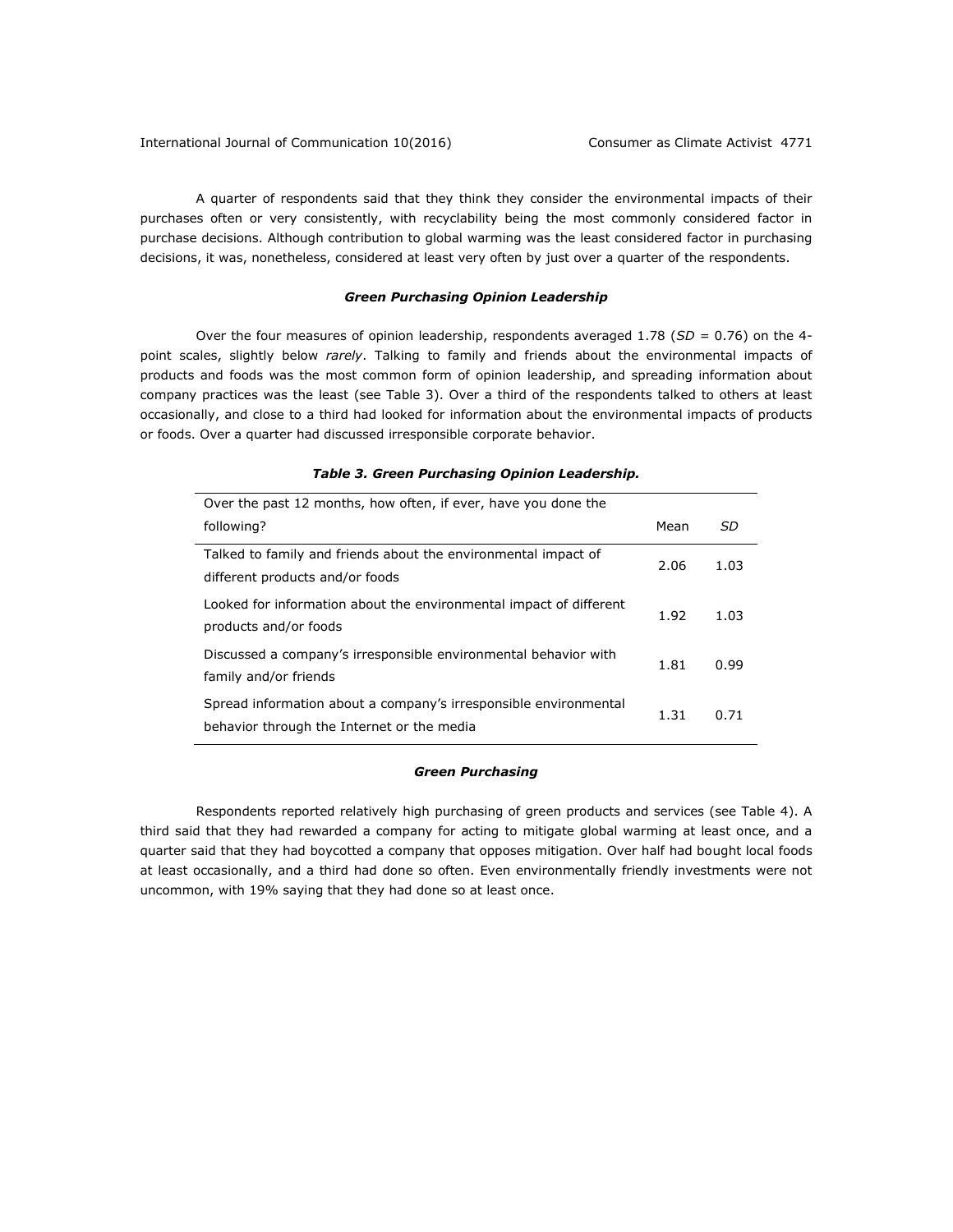A quarter of respondents said that they think they consider the environmental impacts of their purchases often or very consistently, with recyclability being the most commonly considered factor in purchase decisions. Although contribution to global warming was the least considered factor in purchasing decisions, it was, nonetheless, considered at least very often by just over a quarter of the respondents.

### *Green Purchasing Opinion Leadership*

Over the four measures of opinion leadership, respondents averaged 1.78 (*SD* = 0.76) on the 4-point scales, slightly below *rarely*. Talking to family and friends about the environmental impacts of products and foods was the most common form of opinion leadership, and spreading information about company practices was the least (see Table 3). Over a third of the respondents talked to others at least occasionally, and close to a third had looked for information about the environmental impacts of products or foods. Over a quarter had discussed irresponsible corporate behavior.

***Table 3. Green Purchasing Opinion Leadership.***

| Over the past 12 months, how often, if ever, have you done the following? | Mean | *SD* |
|---|---|---|
| Talked to family and friends about the environmental impact of different products and/or foods | 2.06 | 1.03 |
| Looked for information about the environmental impact of different products and/or foods | 1.92 | 1.03 |
| Discussed a company's irresponsible environmental behavior with family and/or friends | 1.81 | 0.99 |
| Spread information about a company's irresponsible environmental behavior through the Internet or the media | 1.31 | 0.71 |

### *Green Purchasing*

Respondents reported relatively high purchasing of green products and services (see Table 4). A third said that they had rewarded a company for acting to mitigate global warming at least once, and a quarter said that they had boycotted a company that opposes mitigation. Over half had bought local foods at least occasionally, and a third had done so often. Even environmentally friendly investments were not uncommon, with 19% saying that they had done so at least once.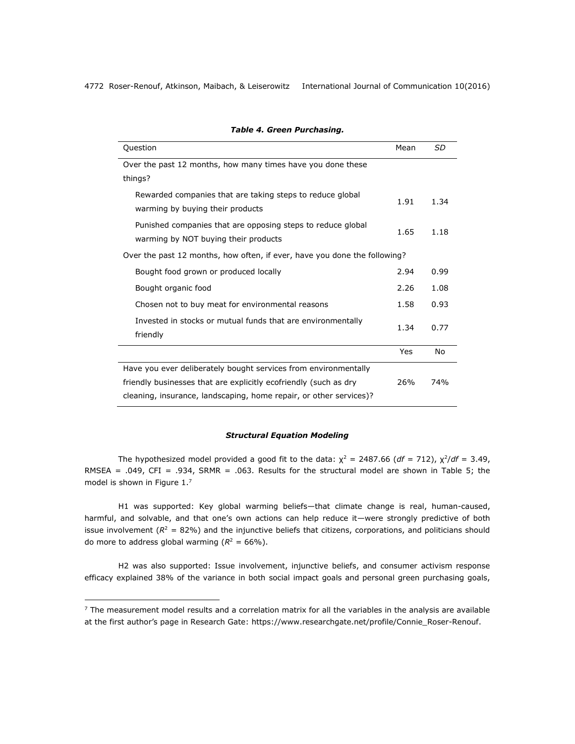*Table 4. Green Purchasing.*

| Question | Mean | *SD* |
|---|---|---|
| Over the past 12 months, how many times have you done these things? | | |
| Rewarded companies that are taking steps to reduce global warming by buying their products | 1.91 | 1.34 |
| Punished companies that are opposing steps to reduce global warming by NOT buying their products | 1.65 | 1.18 |
| Over the past 12 months, how often, if ever, have you done the following? | | |
| Bought food grown or produced locally | 2.94 | 0.99 |
| Bought organic food | 2.26 | 1.08 |
| Chosen not to buy meat for environmental reasons | 1.58 | 0.93 |
| Invested in stocks or mutual funds that are environmentally friendly | 1.34 | 0.77 |
| | Yes | No |
| Have you ever deliberately bought services from environmentally friendly businesses that are explicitly ecofriendly (such as dry cleaning, insurance, landscaping, home repair, or other services)? | 26% | 74% |

### *Structural Equation Modeling*

The hypothesized model provided a good fit to the data: $\chi^2$ = 2487.66 (*df* = 712), $\chi^2/df$ = 3.49, RMSEA = .049, CFI = .934, SRMR = .063. Results for the structural model are shown in Table 5; the model is shown in Figure 1.[7]

H1 was supported: Key global warming beliefs—that climate change is real, human-caused, harmful, and solvable, and that one's own actions can help reduce it—were strongly predictive of both issue involvement ($R^2$ = 82%) and the injunctive beliefs that citizens, corporations, and politicians should do more to address global warming ($R^2$ = 66%).

H2 was also supported: Issue involvement, injunctive beliefs, and consumer activism response efficacy explained 38% of the variance in both social impact goals and personal green purchasing goals,

[7] The measurement model results and a correlation matrix for all the variables in the analysis are available at the first author's page in Research Gate: https://www.researchgate.net/profile/Connie_Roser-Renouf.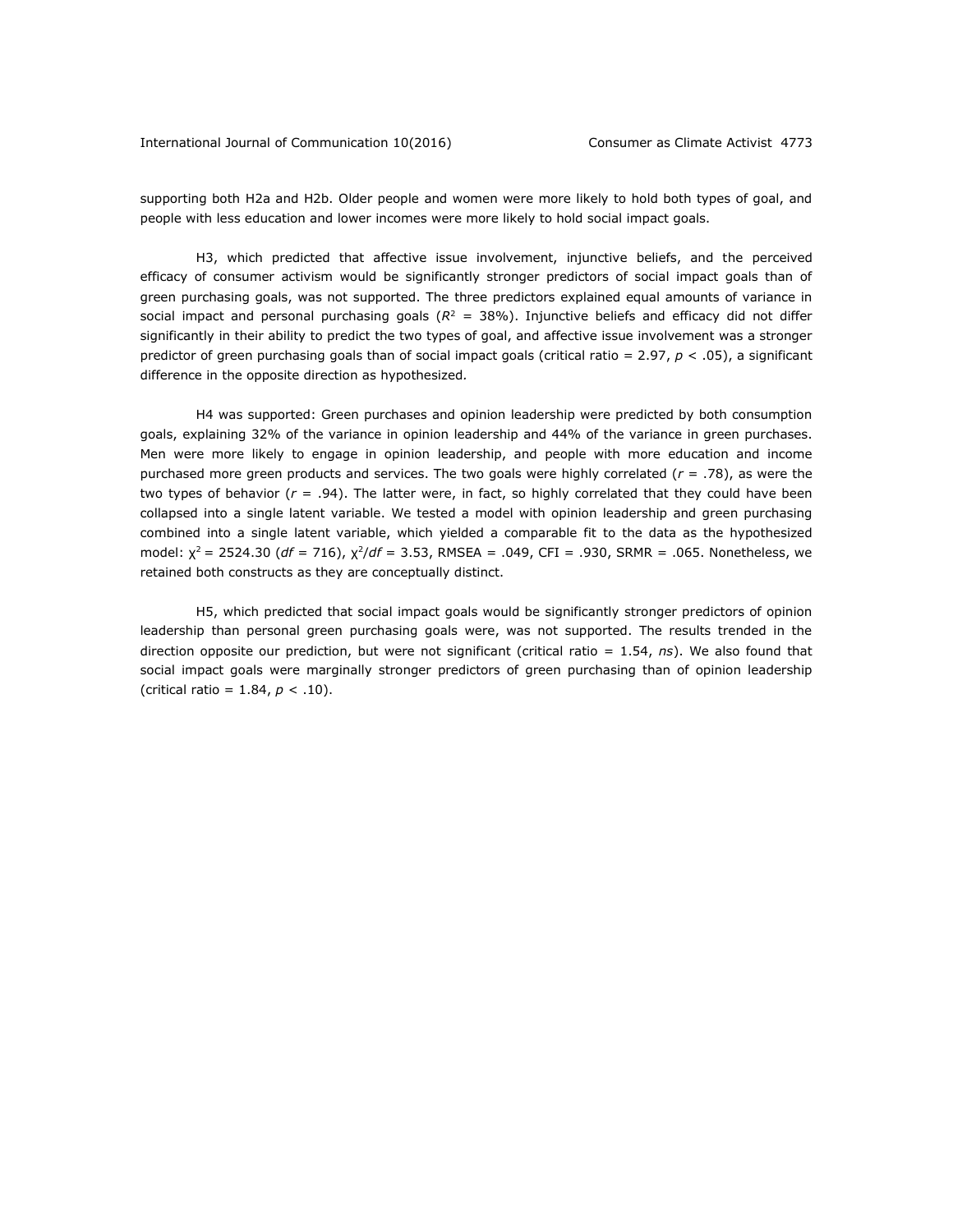supporting both H2a and H2b. Older people and women were more likely to hold both types of goal, and people with less education and lower incomes were more likely to hold social impact goals.

H3, which predicted that affective issue involvement, injunctive beliefs, and the perceived efficacy of consumer activism would be significantly stronger predictors of social impact goals than of green purchasing goals, was not supported. The three predictors explained equal amounts of variance in social impact and personal purchasing goals ($R^2$ = 38%). Injunctive beliefs and efficacy did not differ significantly in their ability to predict the two types of goal, and affective issue involvement was a stronger predictor of green purchasing goals than of social impact goals (critical ratio = 2.97, $p < .05$), a significant difference in the opposite direction as hypothesized.

H4 was supported: Green purchases and opinion leadership were predicted by both consumption goals, explaining 32% of the variance in opinion leadership and 44% of the variance in green purchases. Men were more likely to engage in opinion leadership, and people with more education and income purchased more green products and services. The two goals were highly correlated ($r = .78$), as were the two types of behavior ($r = .94$). The latter were, in fact, so highly correlated that they could have been collapsed into a single latent variable. We tested a model with opinion leadership and green purchasing combined into a single latent variable, which yielded a comparable fit to the data as the hypothesized model: $\chi^2 = 2524.30$ ($df = 716$), $\chi^2/df = 3.53$, RMSEA = .049, CFI = .930, SRMR = .065. Nonetheless, we retained both constructs as they are conceptually distinct.

H5, which predicted that social impact goals would be significantly stronger predictors of opinion leadership than personal green purchasing goals were, was not supported. The results trended in the direction opposite our prediction, but were not significant (critical ratio = 1.54, *ns*). We also found that social impact goals were marginally stronger predictors of green purchasing than of opinion leadership (critical ratio = 1.84, $p < .10$).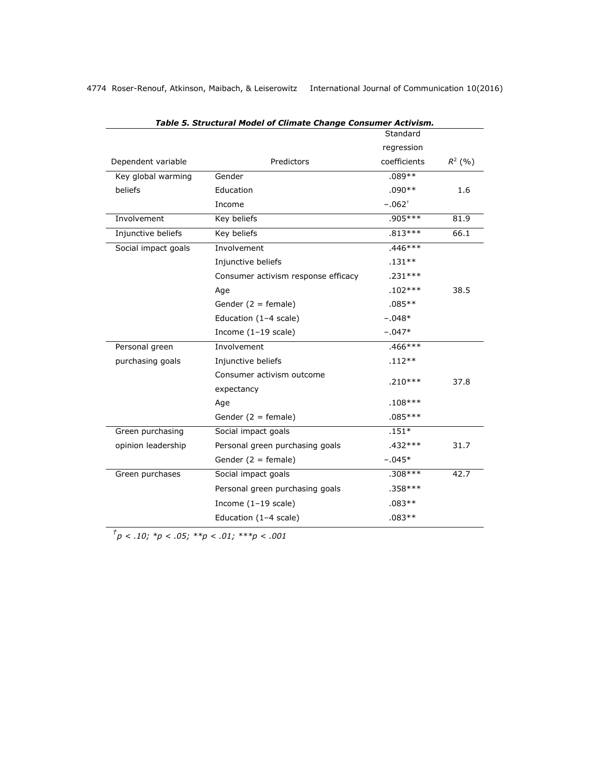***Table 5. Structural Model of Climate Change Consumer Activism.***

| Dependent variable | Predictors | Standard regression coefficients | $R^2$ (%) |
|---|---|---|---|
| Key global warming beliefs | Gender | .089** | 1.6 |
| | Education | .090** | |
| | Income | −.062[†] | |
| Involvement | Key beliefs | .905*** | 81.9 |
| Injunctive beliefs | Key beliefs | .813*** | 66.1 |
| Social impact goals | Involvement | .446*** | 38.5 |
| | Injunctive beliefs | .131** | |
| | Consumer activism response efficacy | .231*** | |
| | Age | .102*** | |
| | Gender (2 = female) | .085** | |
| | Education (1–4 scale) | −.048* | |
| | Income (1–19 scale) | −.047* | |
| Personal green purchasing goals | Involvement | .466*** | 37.8 |
| | Injunctive beliefs | .112** | |
| | Consumer activism outcome expectancy | .210*** | |
| | Age | .108*** | |
| | Gender (2 = female) | .085*** | |
| Green purchasing opinion leadership | Social impact goals | .151* | 31.7 |
| | Personal green purchasing goals | .432*** | |
| | Gender (2 = female) | −.045* | |
| Green purchases | Social impact goals | .308*** | 42.7 |
| | Personal green purchasing goals | .358*** | |
| | Income (1–19 scale) | .083** | |
| | Education (1–4 scale) | .083** | |

*[†]p < .10; *p < .05; **p < .01; ***p < .001*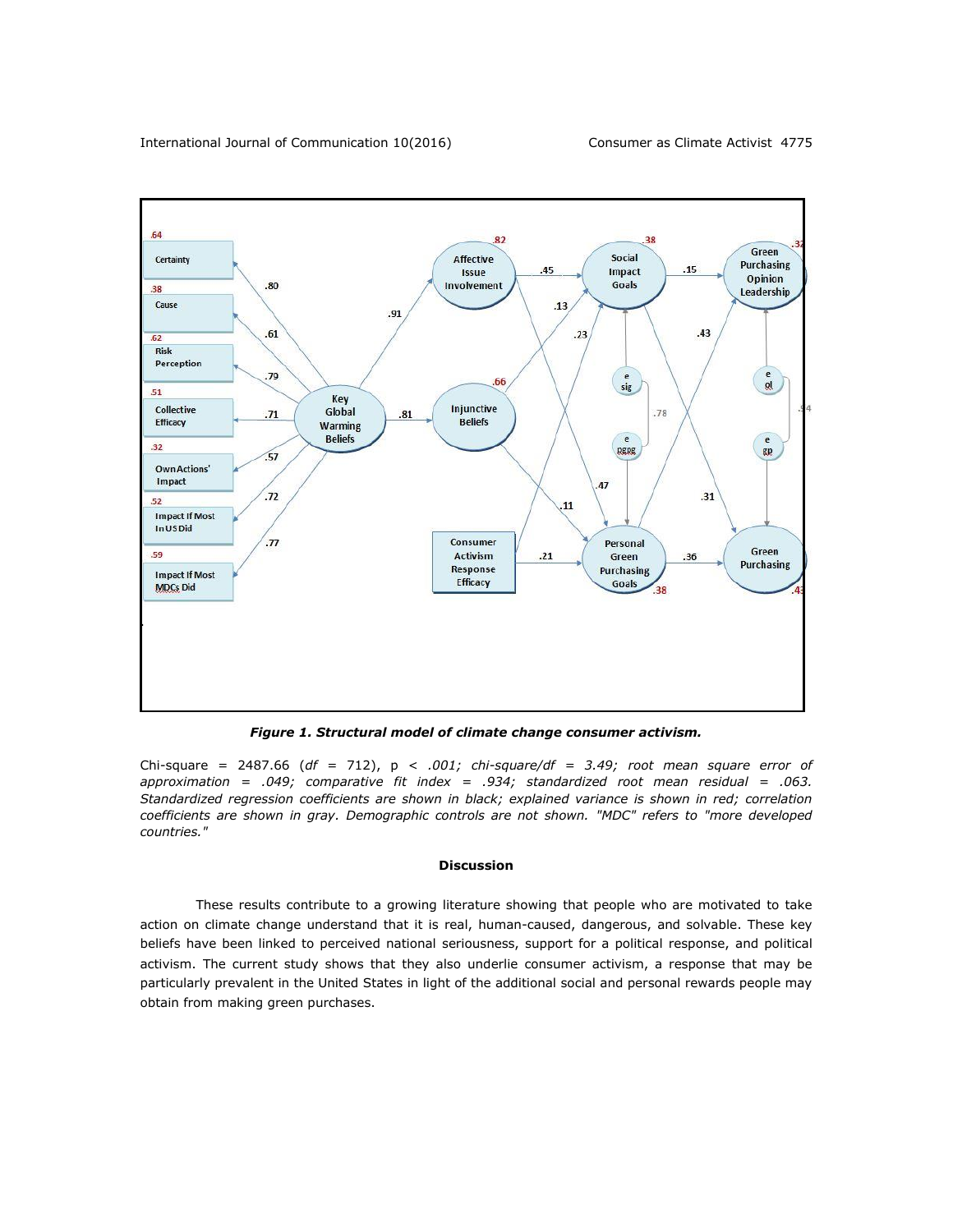*Figure 1. Structural model of climate change consumer activism.*

*Chi-square = 2487.66 (df = 712), p < .001; chi-square/df = 3.49; root mean square error of approximation = .049; comparative fit index = .934; standardized root mean residual = .063. Standardized regression coefficients are shown in black; explained variance is shown in red; correlation coefficients are shown in gray. Demographic controls are not shown. "MDC" refers to "more developed countries."*

## Discussion

These results contribute to a growing literature showing that people who are motivated to take action on climate change understand that it is real, human-caused, dangerous, and solvable. These key beliefs have been linked to perceived national seriousness, support for a political response, and political activism. The current study shows that they also underlie consumer activism, a response that may be particularly prevalent in the United States in light of the additional social and personal rewards people may obtain from making green purchases.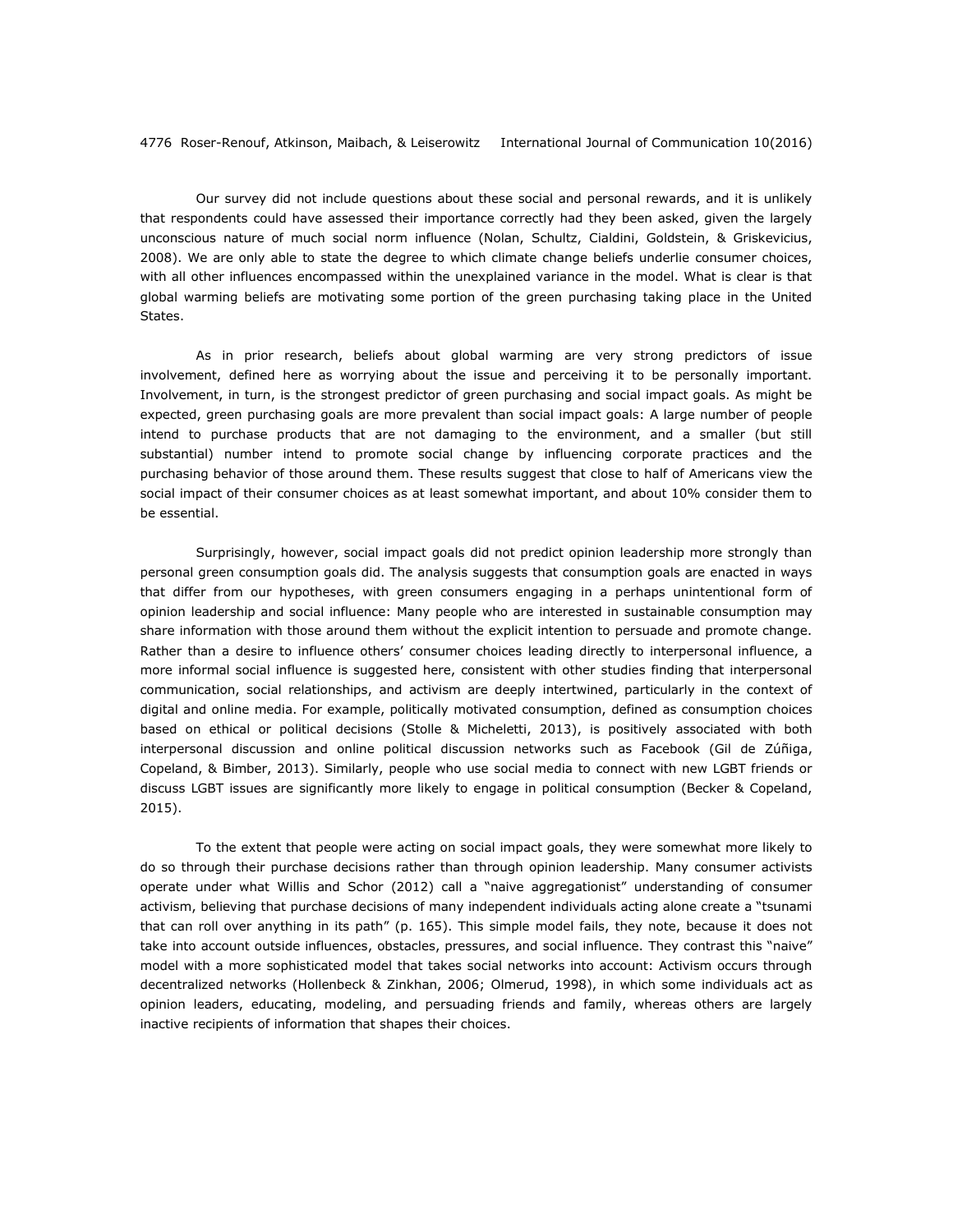Our survey did not include questions about these social and personal rewards, and it is unlikely that respondents could have assessed their importance correctly had they been asked, given the largely unconscious nature of much social norm influence (Nolan, Schultz, Cialdini, Goldstein, & Griskevicius, 2008). We are only able to state the degree to which climate change beliefs underlie consumer choices, with all other influences encompassed within the unexplained variance in the model. What is clear is that global warming beliefs are motivating some portion of the green purchasing taking place in the United States.

As in prior research, beliefs about global warming are very strong predictors of issue involvement, defined here as worrying about the issue and perceiving it to be personally important. Involvement, in turn, is the strongest predictor of green purchasing and social impact goals. As might be expected, green purchasing goals are more prevalent than social impact goals: A large number of people intend to purchase products that are not damaging to the environment, and a smaller (but still substantial) number intend to promote social change by influencing corporate practices and the purchasing behavior of those around them. These results suggest that close to half of Americans view the social impact of their consumer choices as at least somewhat important, and about 10% consider them to be essential.

Surprisingly, however, social impact goals did not predict opinion leadership more strongly than personal green consumption goals did. The analysis suggests that consumption goals are enacted in ways that differ from our hypotheses, with green consumers engaging in a perhaps unintentional form of opinion leadership and social influence: Many people who are interested in sustainable consumption may share information with those around them without the explicit intention to persuade and promote change. Rather than a desire to influence others' consumer choices leading directly to interpersonal influence, a more informal social influence is suggested here, consistent with other studies finding that interpersonal communication, social relationships, and activism are deeply intertwined, particularly in the context of digital and online media. For example, politically motivated consumption, defined as consumption choices based on ethical or political decisions (Stolle & Micheletti, 2013), is positively associated with both interpersonal discussion and online political discussion networks such as Facebook (Gil de Zúñiga, Copeland, & Bimber, 2013). Similarly, people who use social media to connect with new LGBT friends or discuss LGBT issues are significantly more likely to engage in political consumption (Becker & Copeland, 2015).

To the extent that people were acting on social impact goals, they were somewhat more likely to do so through their purchase decisions rather than through opinion leadership. Many consumer activists operate under what Willis and Schor (2012) call a "naive aggregationist" understanding of consumer activism, believing that purchase decisions of many independent individuals acting alone create a "tsunami that can roll over anything in its path" (p. 165). This simple model fails, they note, because it does not take into account outside influences, obstacles, pressures, and social influence. They contrast this "naive" model with a more sophisticated model that takes social networks into account: Activism occurs through decentralized networks (Hollenbeck & Zinkhan, 2006; Olmerud, 1998), in which some individuals act as opinion leaders, educating, modeling, and persuading friends and family, whereas others are largely inactive recipients of information that shapes their choices.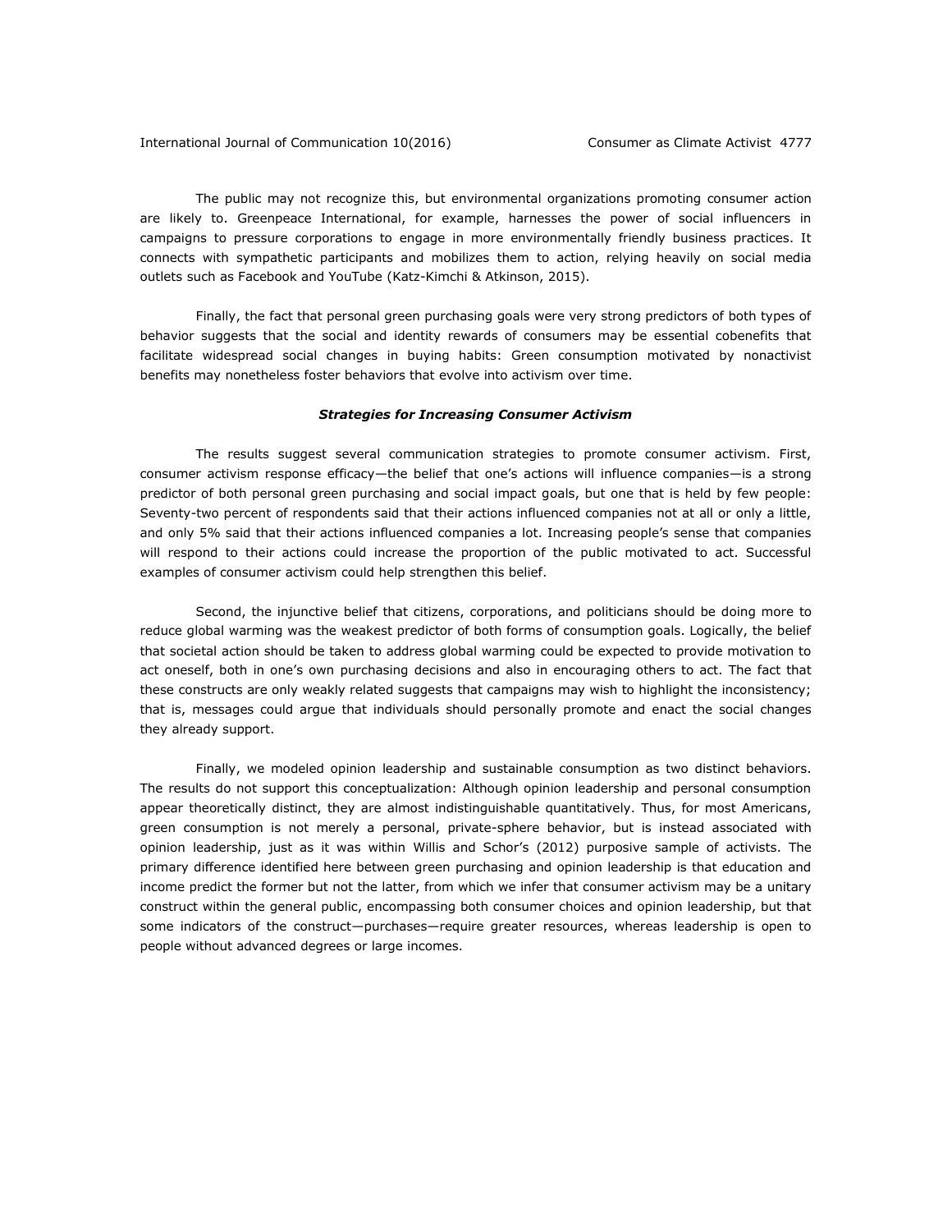The public may not recognize this, but environmental organizations promoting consumer action are likely to. Greenpeace International, for example, harnesses the power of social influencers in campaigns to pressure corporations to engage in more environmentally friendly business practices. It connects with sympathetic participants and mobilizes them to action, relying heavily on social media outlets such as Facebook and YouTube (Katz-Kimchi & Atkinson, 2015).

Finally, the fact that personal green purchasing goals were very strong predictors of both types of behavior suggests that the social and identity rewards of consumers may be essential cobenefits that facilitate widespread social changes in buying habits: Green consumption motivated by nonactivist benefits may nonetheless foster behaviors that evolve into activism over time.

### ***Strategies for Increasing Consumer Activism***

The results suggest several communication strategies to promote consumer activism. First, consumer activism response efficacy—the belief that one's actions will influence companies—is a strong predictor of both personal green purchasing and social impact goals, but one that is held by few people: Seventy-two percent of respondents said that their actions influenced companies not at all or only a little, and only 5% said that their actions influenced companies a lot. Increasing people's sense that companies will respond to their actions could increase the proportion of the public motivated to act. Successful examples of consumer activism could help strengthen this belief.

Second, the injunctive belief that citizens, corporations, and politicians should be doing more to reduce global warming was the weakest predictor of both forms of consumption goals. Logically, the belief that societal action should be taken to address global warming could be expected to provide motivation to act oneself, both in one's own purchasing decisions and also in encouraging others to act. The fact that these constructs are only weakly related suggests that campaigns may wish to highlight the inconsistency; that is, messages could argue that individuals should personally promote and enact the social changes they already support.

Finally, we modeled opinion leadership and sustainable consumption as two distinct behaviors. The results do not support this conceptualization: Although opinion leadership and personal consumption appear theoretically distinct, they are almost indistinguishable quantitatively. Thus, for most Americans, green consumption is not merely a personal, private-sphere behavior, but is instead associated with opinion leadership, just as it was within Willis and Schor's (2012) purposive sample of activists. The primary difference identified here between green purchasing and opinion leadership is that education and income predict the former but not the latter, from which we infer that consumer activism may be a unitary construct within the general public, encompassing both consumer choices and opinion leadership, but that some indicators of the construct—purchases—require greater resources, whereas leadership is open to people without advanced degrees or large incomes.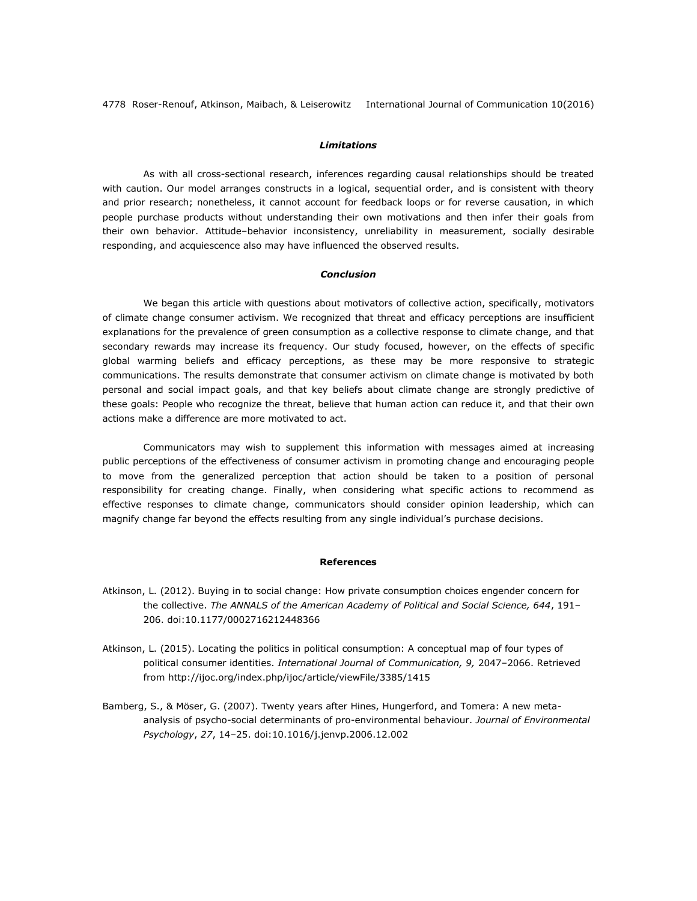### *Limitations*

As with all cross-sectional research, inferences regarding causal relationships should be treated with caution. Our model arranges constructs in a logical, sequential order, and is consistent with theory and prior research; nonetheless, it cannot account for feedback loops or for reverse causation, in which people purchase products without understanding their own motivations and then infer their goals from their own behavior. Attitude–behavior inconsistency, unreliability in measurement, socially desirable responding, and acquiescence also may have influenced the observed results.

### *Conclusion*

We began this article with questions about motivators of collective action, specifically, motivators of climate change consumer activism. We recognized that threat and efficacy perceptions are insufficient explanations for the prevalence of green consumption as a collective response to climate change, and that secondary rewards may increase its frequency. Our study focused, however, on the effects of specific global warming beliefs and efficacy perceptions, as these may be more responsive to strategic communications. The results demonstrate that consumer activism on climate change is motivated by both personal and social impact goals, and that key beliefs about climate change are strongly predictive of these goals: People who recognize the threat, believe that human action can reduce it, and that their own actions make a difference are more motivated to act.

Communicators may wish to supplement this information with messages aimed at increasing public perceptions of the effectiveness of consumer activism in promoting change and encouraging people to move from the generalized perception that action should be taken to a position of personal responsibility for creating change. Finally, when considering what specific actions to recommend as effective responses to climate change, communicators should consider opinion leadership, which can magnify change far beyond the effects resulting from any single individual's purchase decisions.

## References

Atkinson, L. (2012). Buying in to social change: How private consumption choices engender concern for the collective. *The ANNALS of the American Academy of Political and Social Science, 644*, 191–206. doi:10.1177/0002716212448366

Atkinson, L. (2015). Locating the politics in political consumption: A conceptual map of four types of political consumer identities. *International Journal of Communication, 9,* 2047–2066. Retrieved from http://ijoc.org/index.php/ijoc/article/viewFile/3385/1415

Bamberg, S., & Möser, G. (2007). Twenty years after Hines, Hungerford, and Tomera: A new meta-analysis of psycho-social determinants of pro-environmental behaviour. *Journal of Environmental Psychology*, *27*, 14–25. doi:10.1016/j.jenvp.2006.12.002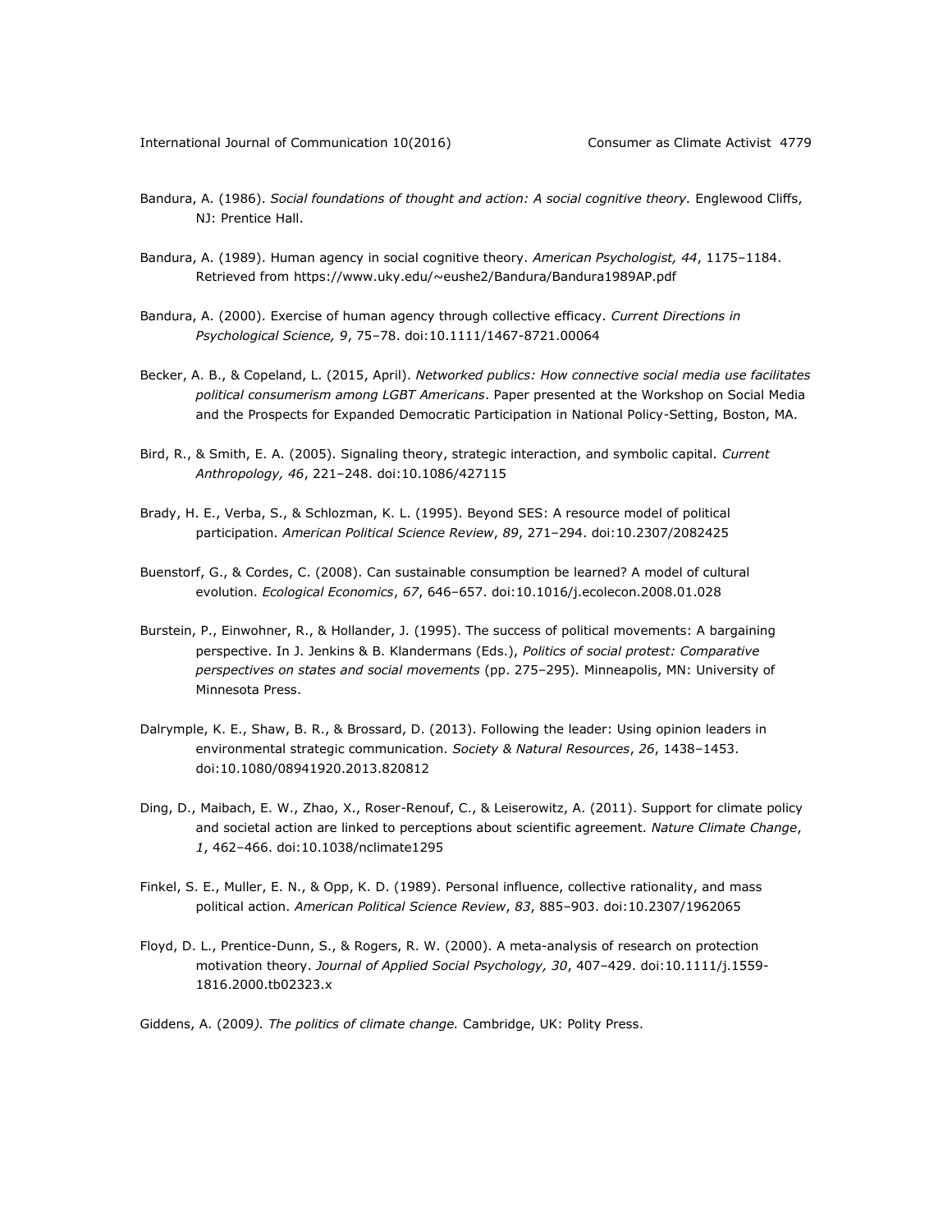Bandura, A. (1986). *Social foundations of thought and action: A social cognitive theory.* Englewood Cliffs, NJ: Prentice Hall.

Bandura, A. (1989). Human agency in social cognitive theory. *American Psychologist, 44*, 1175–1184. Retrieved from https://www.uky.edu/~eushe2/Bandura/Bandura1989AP.pdf

Bandura, A. (2000). Exercise of human agency through collective efficacy. *Current Directions in Psychological Science, 9*, 75–78. doi:10.1111/1467-8721.00064

Becker, A. B., & Copeland, L. (2015, April). *Networked publics: How connective social media use facilitates political consumerism among LGBT Americans*. Paper presented at the Workshop on Social Media and the Prospects for Expanded Democratic Participation in National Policy-Setting, Boston, MA.

Bird, R., & Smith, E. A. (2005). Signaling theory, strategic interaction, and symbolic capital. *Current Anthropology, 46*, 221–248. doi:10.1086/427115

Brady, H. E., Verba, S., & Schlozman, K. L. (1995). Beyond SES: A resource model of political participation. *American Political Science Review*, *89*, 271–294. doi:10.2307/2082425

Buenstorf, G., & Cordes, C. (2008). Can sustainable consumption be learned? A model of cultural evolution. *Ecological Economics*, *67*, 646–657. doi:10.1016/j.ecolecon.2008.01.028

Burstein, P., Einwohner, R., & Hollander, J. (1995). The success of political movements: A bargaining perspective. In J. Jenkins & B. Klandermans (Eds.), *Politics of social protest: Comparative perspectives on states and social movements* (pp. 275–295). Minneapolis, MN: University of Minnesota Press.

Dalrymple, K. E., Shaw, B. R., & Brossard, D. (2013). Following the leader: Using opinion leaders in environmental strategic communication. *Society & Natural Resources*, *26*, 1438–1453. doi:10.1080/08941920.2013.820812

Ding, D., Maibach, E. W., Zhao, X., Roser-Renouf, C., & Leiserowitz, A. (2011). Support for climate policy and societal action are linked to perceptions about scientific agreement. *Nature Climate Change*, *1*, 462–466. doi:10.1038/nclimate1295

Finkel, S. E., Muller, E. N., & Opp, K. D. (1989). Personal influence, collective rationality, and mass political action. *American Political Science Review*, *83*, 885–903. doi:10.2307/1962065

Floyd, D. L., Prentice-Dunn, S., & Rogers, R. W. (2000). A meta-analysis of research on protection motivation theory. *Journal of Applied Social Psychology, 30*, 407–429. doi:10.1111/j.1559-1816.2000.tb02323.x

Giddens, A. (2009*). The politics of climate change.* Cambridge, UK: Polity Press.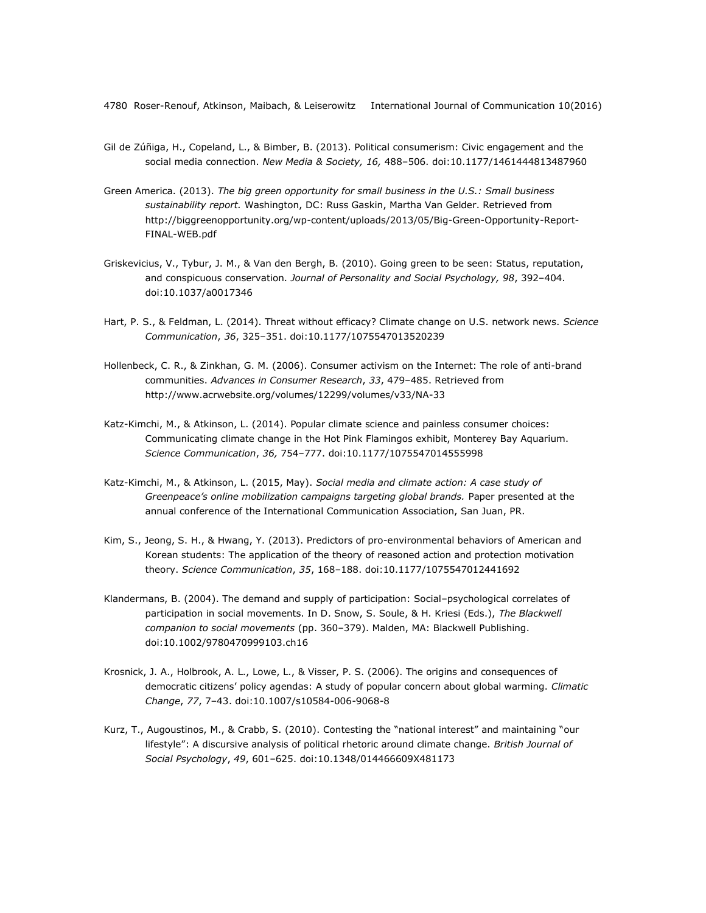Gil de Zúñiga, H., Copeland, L., & Bimber, B. (2013). Political consumerism: Civic engagement and the social media connection. *New Media & Society, 16,* 488–506. doi:10.1177/1461444813487960

Green America. (2013). *The big green opportunity for small business in the U.S.: Small business sustainability report.* Washington, DC: Russ Gaskin, Martha Van Gelder. Retrieved from http://biggreenopportunity.org/wp-content/uploads/2013/05/Big-Green-Opportunity-Report-FINAL-WEB.pdf

Griskevicius, V., Tybur, J. M., & Van den Bergh, B. (2010). Going green to be seen: Status, reputation, and conspicuous conservation. *Journal of Personality and Social Psychology, 98*, 392–404. doi:10.1037/a0017346

Hart, P. S., & Feldman, L. (2014). Threat without efficacy? Climate change on U.S. network news. *Science Communication*, *36*, 325–351. doi:10.1177/1075547013520239

Hollenbeck, C. R., & Zinkhan, G. M. (2006). Consumer activism on the Internet: The role of anti-brand communities. *Advances in Consumer Research*, *33*, 479–485. Retrieved from http://www.acrwebsite.org/volumes/12299/volumes/v33/NA-33

Katz-Kimchi, M., & Atkinson, L. (2014). Popular climate science and painless consumer choices: Communicating climate change in the Hot Pink Flamingos exhibit, Monterey Bay Aquarium. *Science Communication*, *36,* 754–777. doi:10.1177/1075547014555998

Katz-Kimchi, M., & Atkinson, L. (2015, May). *Social media and climate action: A case study of Greenpeace's online mobilization campaigns targeting global brands.* Paper presented at the annual conference of the International Communication Association, San Juan, PR.

Kim, S., Jeong, S. H., & Hwang, Y. (2013). Predictors of pro-environmental behaviors of American and Korean students: The application of the theory of reasoned action and protection motivation theory. *Science Communication*, *35*, 168–188. doi:10.1177/1075547012441692

Klandermans, B. (2004). The demand and supply of participation: Social–psychological correlates of participation in social movements. In D. Snow, S. Soule, & H. Kriesi (Eds.), *The Blackwell companion to social movements* (pp. 360–379). Malden, MA: Blackwell Publishing. doi:10.1002/9780470999103.ch16

Krosnick, J. A., Holbrook, A. L., Lowe, L., & Visser, P. S. (2006). The origins and consequences of democratic citizens' policy agendas: A study of popular concern about global warming. *Climatic Change*, *77*, 7–43. doi:10.1007/s10584-006-9068-8

Kurz, T., Augoustinos, M., & Crabb, S. (2010). Contesting the "national interest" and maintaining "our lifestyle": A discursive analysis of political rhetoric around climate change. *British Journal of Social Psychology*, *49*, 601–625. doi:10.1348/014466609X481173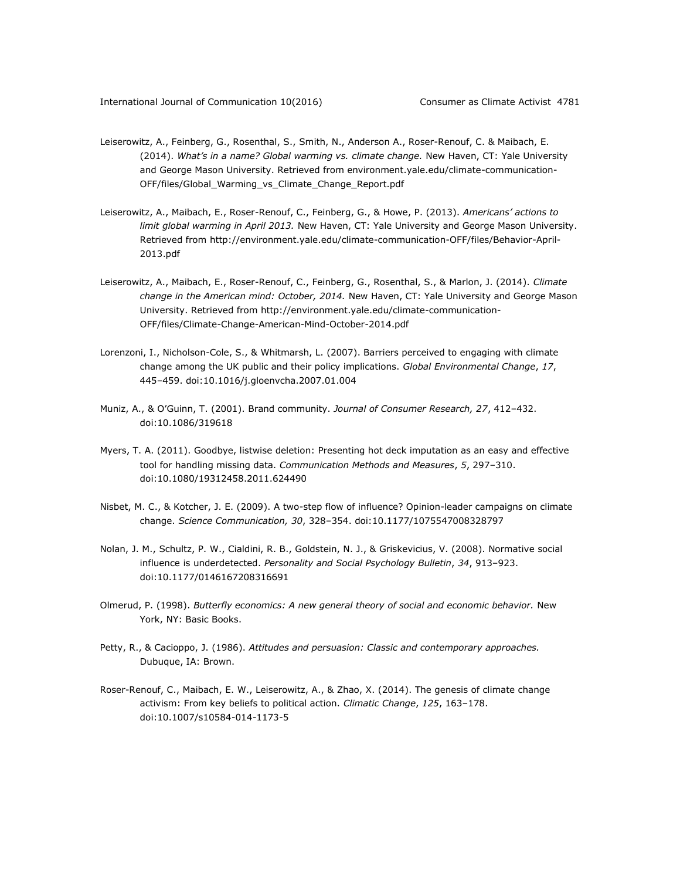Leiserowitz, A., Feinberg, G., Rosenthal, S., Smith, N., Anderson A., Roser-Renouf, C. & Maibach, E. (2014). *What's in a name? Global warming vs. climate change.* New Haven, CT: Yale University and George Mason University. Retrieved from environment.yale.edu/climate-communication-OFF/files/Global_Warming_vs_Climate_Change_Report.pdf

Leiserowitz, A., Maibach, E., Roser-Renouf, C., Feinberg, G., & Howe, P. (2013). *Americans' actions to limit global warming in April 2013.* New Haven, CT: Yale University and George Mason University. Retrieved from http://environment.yale.edu/climate-communication-OFF/files/Behavior-April-2013.pdf

Leiserowitz, A., Maibach, E., Roser-Renouf, C., Feinberg, G., Rosenthal, S., & Marlon, J. (2014). *Climate change in the American mind: October, 2014.* New Haven, CT: Yale University and George Mason University. Retrieved from http://environment.yale.edu/climate-communication-OFF/files/Climate-Change-American-Mind-October-2014.pdf

Lorenzoni, I., Nicholson-Cole, S., & Whitmarsh, L. (2007). Barriers perceived to engaging with climate change among the UK public and their policy implications. *Global Environmental Change*, *17*, 445–459. doi:10.1016/j.gloenvcha.2007.01.004

Muniz, A., & O'Guinn, T. (2001). Brand community. *Journal of Consumer Research, 27*, 412–432. doi:10.1086/319618

Myers, T. A. (2011). Goodbye, listwise deletion: Presenting hot deck imputation as an easy and effective tool for handling missing data. *Communication Methods and Measures*, *5*, 297–310. doi:10.1080/19312458.2011.624490

Nisbet, M. C., & Kotcher, J. E. (2009). A two-step flow of influence? Opinion-leader campaigns on climate change. *Science Communication, 30*, 328–354. doi:10.1177/1075547008328797

Nolan, J. M., Schultz, P. W., Cialdini, R. B., Goldstein, N. J., & Griskevicius, V. (2008). Normative social influence is underdetected. *Personality and Social Psychology Bulletin*, *34*, 913–923. doi:10.1177/0146167208316691

Olmerud, P. (1998). *Butterfly economics: A new general theory of social and economic behavior.* New York, NY: Basic Books.

Petty, R., & Cacioppo, J. (1986). *Attitudes and persuasion: Classic and contemporary approaches.* Dubuque, IA: Brown.

Roser-Renouf, C., Maibach, E. W., Leiserowitz, A., & Zhao, X. (2014). The genesis of climate change activism: From key beliefs to political action. *Climatic Change*, *125*, 163–178. doi:10.1007/s10584-014-1173-5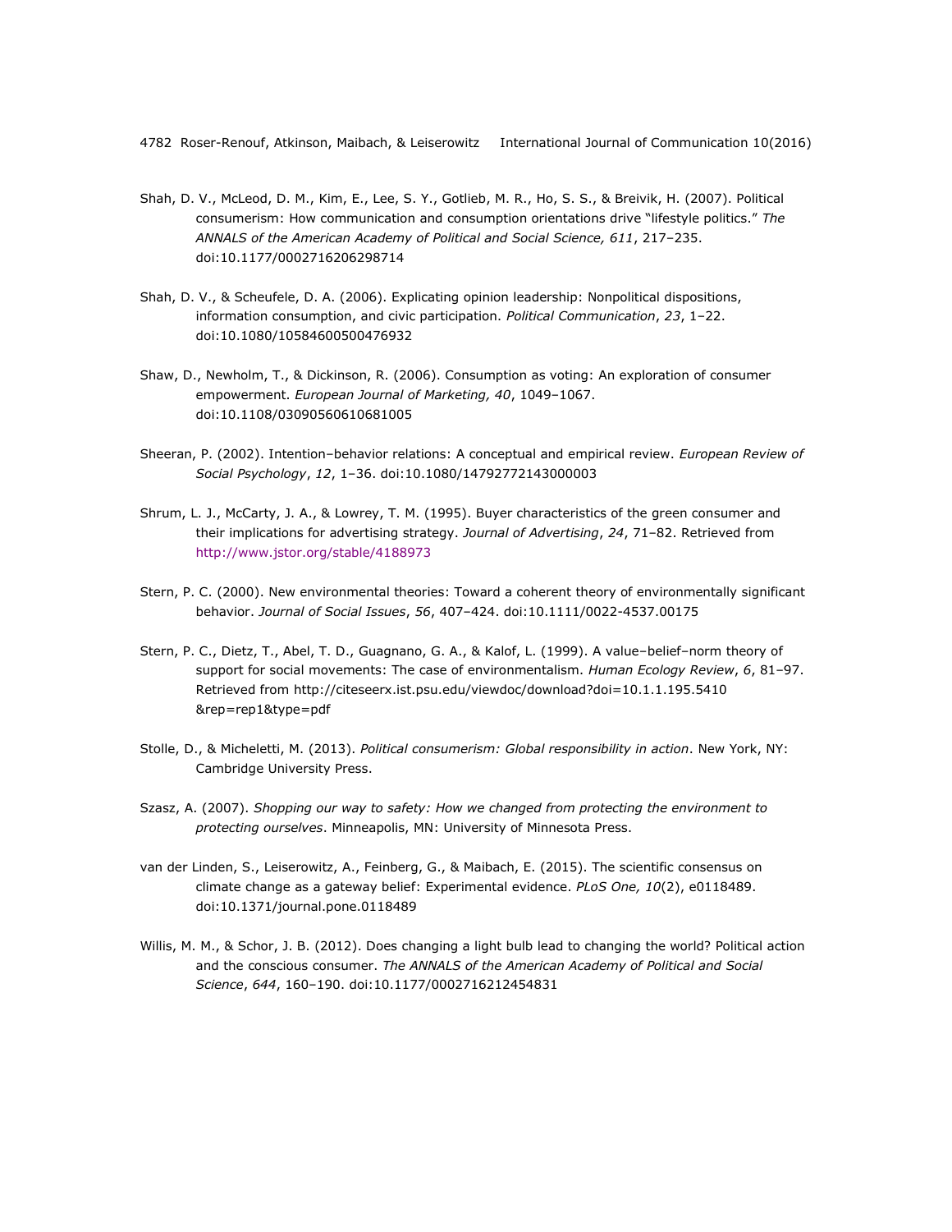Shah, D. V., McLeod, D. M., Kim, E., Lee, S. Y., Gotlieb, M. R., Ho, S. S., & Breivik, H. (2007). Political consumerism: How communication and consumption orientations drive "lifestyle politics." *The ANNALS of the American Academy of Political and Social Science, 611*, 217–235. doi:10.1177/0002716206298714

Shah, D. V., & Scheufele, D. A. (2006). Explicating opinion leadership: Nonpolitical dispositions, information consumption, and civic participation. *Political Communication*, *23*, 1–22. doi:10.1080/10584600500476932

Shaw, D., Newholm, T., & Dickinson, R. (2006). Consumption as voting: An exploration of consumer empowerment. *European Journal of Marketing, 40*, 1049–1067. doi:10.1108/03090560610681005

Sheeran, P. (2002). Intention–behavior relations: A conceptual and empirical review. *European Review of Social Psychology*, *12*, 1–36. doi:10.1080/14792772143000003

Shrum, L. J., McCarty, J. A., & Lowrey, T. M. (1995). Buyer characteristics of the green consumer and their implications for advertising strategy. *Journal of Advertising*, *24*, 71–82. Retrieved from http://www.jstor.org/stable/4188973

Stern, P. C. (2000). New environmental theories: Toward a coherent theory of environmentally significant behavior. *Journal of Social Issues*, *56*, 407–424. doi:10.1111/0022-4537.00175

Stern, P. C., Dietz, T., Abel, T. D., Guagnano, G. A., & Kalof, L. (1999). A value–belief–norm theory of support for social movements: The case of environmentalism. *Human Ecology Review*, *6*, 81–97. Retrieved from http://citeseerx.ist.psu.edu/viewdoc/download?doi=10.1.1.195.5410&rep=rep1&type=pdf

Stolle, D., & Micheletti, M. (2013). *Political consumerism: Global responsibility in action*. New York, NY: Cambridge University Press.

Szasz, A. (2007). *Shopping our way to safety: How we changed from protecting the environment to protecting ourselves*. Minneapolis, MN: University of Minnesota Press.

van der Linden, S., Leiserowitz, A., Feinberg, G., & Maibach, E. (2015). The scientific consensus on climate change as a gateway belief: Experimental evidence. *PLoS One, 10*(2), e0118489. doi:10.1371/journal.pone.0118489

Willis, M. M., & Schor, J. B. (2012). Does changing a light bulb lead to changing the world? Political action and the conscious consumer. *The ANNALS of the American Academy of Political and Social Science*, *644*, 160–190. doi:10.1177/0002716212454831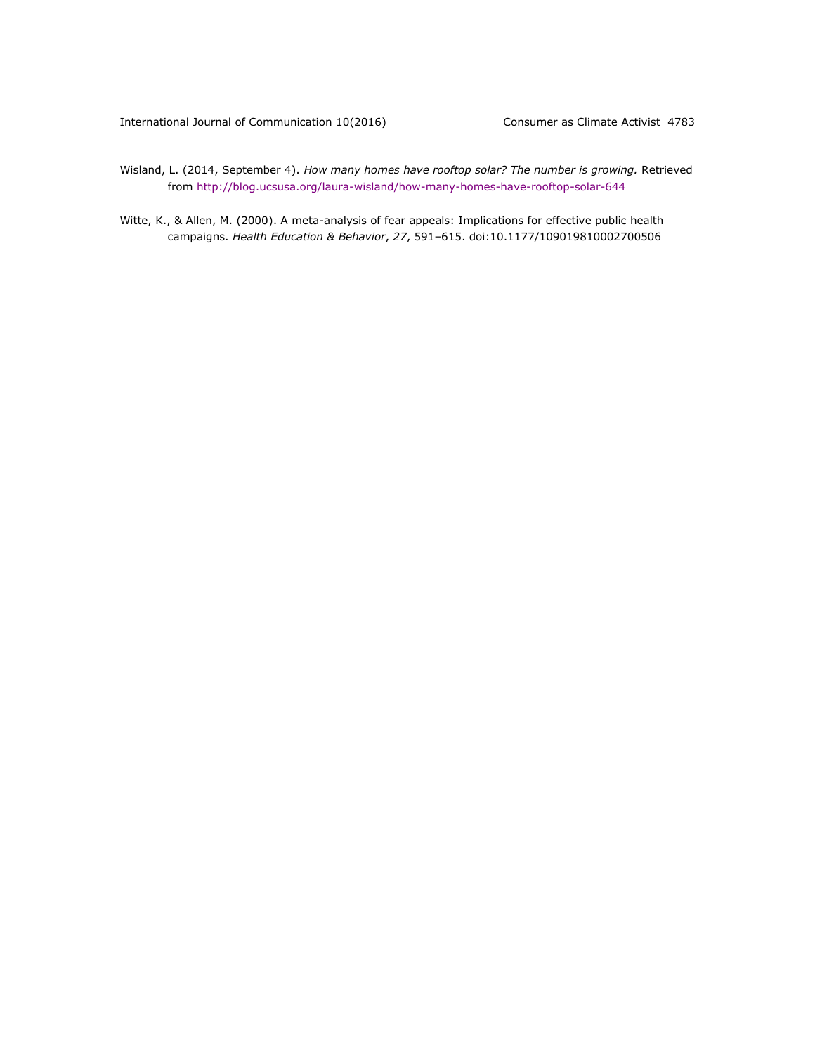Wisland, L. (2014, September 4). *How many homes have rooftop solar? The number is growing.* Retrieved from http://blog.ucsusa.org/laura-wisland/how-many-homes-have-rooftop-solar-644

Witte, K., & Allen, M. (2000). A meta-analysis of fear appeals: Implications for effective public health campaigns. *Health Education & Behavior*, *27*, 591–615. doi:10.1177/109019810002700506